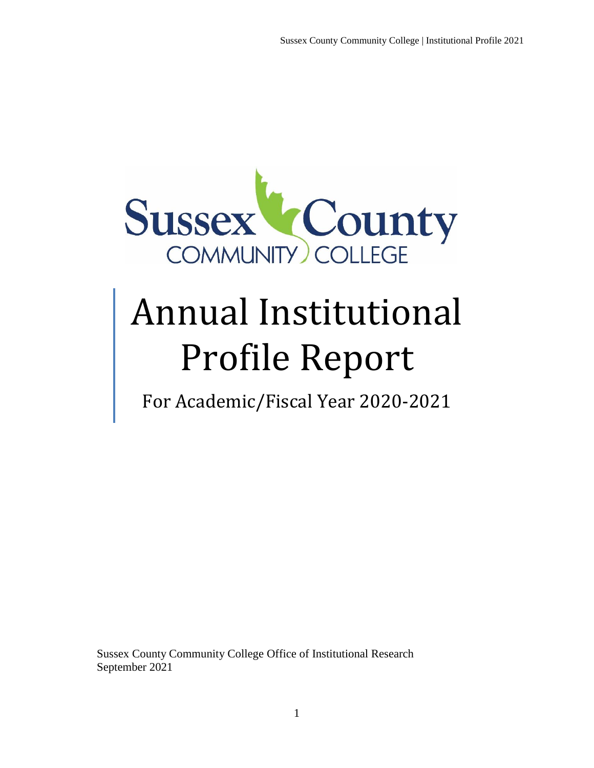Sussex County COMMUNITY COLLEGE

# Annual Institutional Profile Report

## For Academic/Fiscal Year 2020-2021

Sussex County Community College Office of Institutional Research
September 2021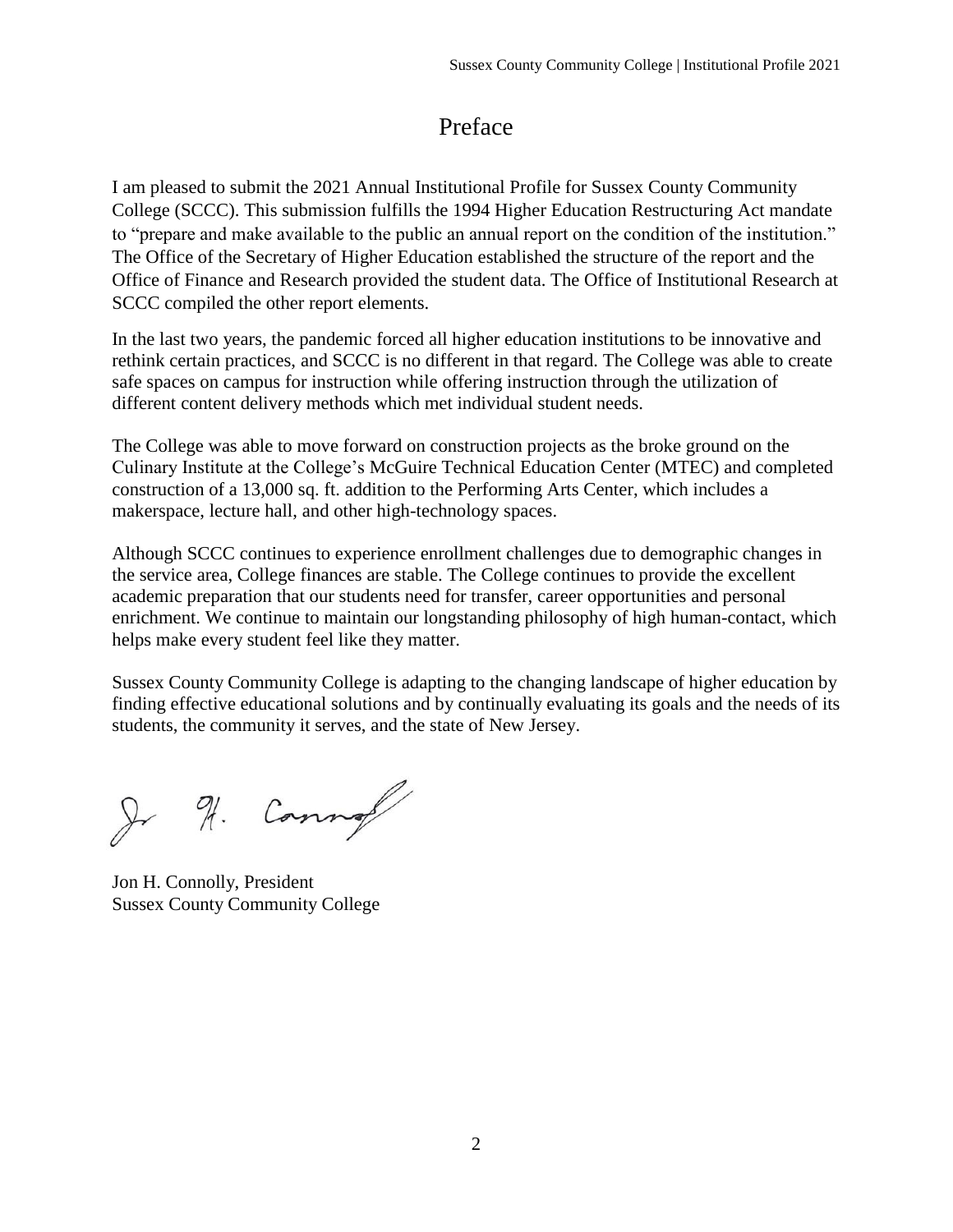# Preface

I am pleased to submit the 2021 Annual Institutional Profile for Sussex County Community College (SCCC). This submission fulfills the 1994 Higher Education Restructuring Act mandate to "prepare and make available to the public an annual report on the condition of the institution." The Office of the Secretary of Higher Education established the structure of the report and the Office of Finance and Research provided the student data. The Office of Institutional Research at SCCC compiled the other report elements.

In the last two years, the pandemic forced all higher education institutions to be innovative and rethink certain practices, and SCCC is no different in that regard. The College was able to create safe spaces on campus for instruction while offering instruction through the utilization of different content delivery methods which met individual student needs.

The College was able to move forward on construction projects as the broke ground on the Culinary Institute at the College's McGuire Technical Education Center (MTEC) and completed construction of a 13,000 sq. ft. addition to the Performing Arts Center, which includes a makerspace, lecture hall, and other high-technology spaces.

Although SCCC continues to experience enrollment challenges due to demographic changes in the service area, College finances are stable. The College continues to provide the excellent academic preparation that our students need for transfer, career opportunities and personal enrichment. We continue to maintain our longstanding philosophy of high human-contact, which helps make every student feel like they matter.

Sussex County Community College is adapting to the changing landscape of higher education by finding effective educational solutions and by continually evaluating its goals and the needs of its students, the community it serves, and the state of New Jersey.

Jon H. Connolly, President
Sussex County Community College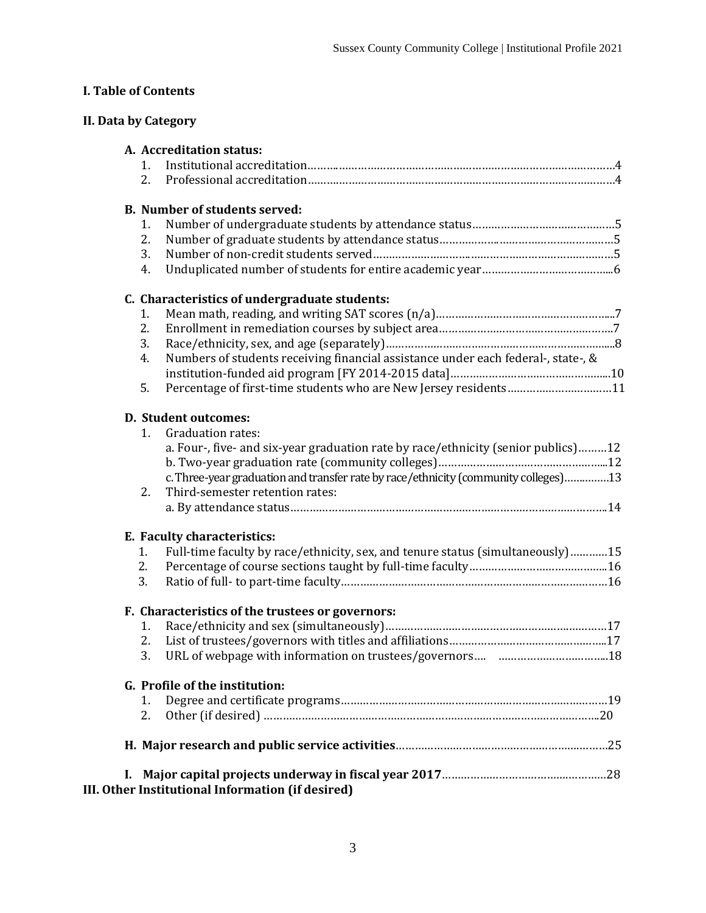**I. Table of Contents**

**II. Data by Category**

**A. Accreditation status:**

1. Institutional accreditation.......................................................................................4
2. Professional accreditation.......................................................................................4

**B. Number of students served:**

1. Number of undergraduate students by attendance status........................................5
2. Number of graduate students by attendance status..................................................5
3. Number of non-credit students served.....................................................................5
4. Unduplicated number of students for entire academic year.....................................6

**C. Characteristics of undergraduate students:**

1. Mean math, reading, and writing SAT scores (n/a)....................................................7
2. Enrollment in remediation courses by subject area..................................................7
3. Race/ethnicity, sex, and age (separately)..................................................................8
4. Numbers of students receiving financial assistance under each federal-, state-, & institution-funded aid program [FY 2014-2015 data]...............................................10
5. Percentage of first-time students who are New Jersey residents..............................11

**D. Student outcomes:**

1. Graduation rates:
   a. Four-, five- and six-year graduation rate by race/ethnicity (senior publics).........12
   b. Two-year graduation rate (community colleges)...................................................12
   c. Three-year graduation and transfer rate by race/ethnicity (community colleges)..............13
2. Third-semester retention rates:
   a. By attendance status.............................................................................................14

**E. Faculty characteristics:**

1. Full-time faculty by race/ethnicity, sex, and tenure status (simultaneously)............15
2. Percentage of course sections taught by full-time faculty.........................................16
3. Ratio of full- to part-time faculty..............................................................................16

**F. Characteristics of the trustees or governors:**

1. Race/ethnicity and sex (simultaneously)....................................................................17
2. List of trustees/governors with titles and affiliations.................................................17
3. URL of webpage with information on trustees/governors.... ..................................18

**G. Profile of the institution:**

1. Degree and certificate programs...............................................................................19
2. Other (if desired) ......................................................................................................20

**H. Major research and public service activities**..............................................................25

**I. Major capital projects underway in fiscal year 2017**....................................................28

**III. Other Institutional Information (if desired)**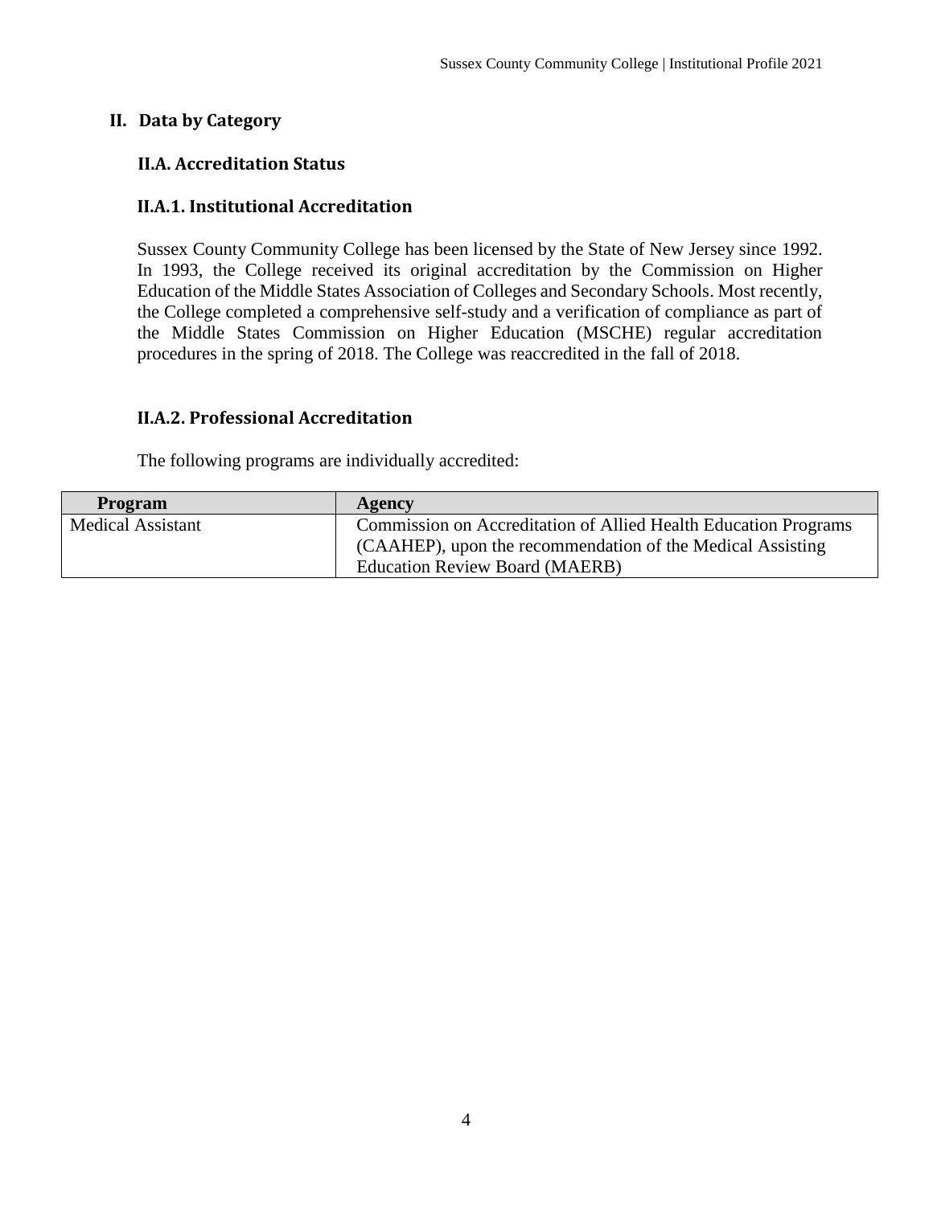## II. Data by Category

### II.A. Accreditation Status

#### II.A.1. Institutional Accreditation

Sussex County Community College has been licensed by the State of New Jersey since 1992. In 1993, the College received its original accreditation by the Commission on Higher Education of the Middle States Association of Colleges and Secondary Schools. Most recently, the College completed a comprehensive self-study and a verification of compliance as part of the Middle States Commission on Higher Education (MSCHE) regular accreditation procedures in the spring of 2018. The College was reaccredited in the fall of 2018.

#### II.A.2. Professional Accreditation

The following programs are individually accredited:

| Program | Agency |
| --- | --- |
| Medical Assistant | Commission on Accreditation of Allied Health Education Programs (CAAHEP), upon the recommendation of the Medical Assisting Education Review Board (MAERB) |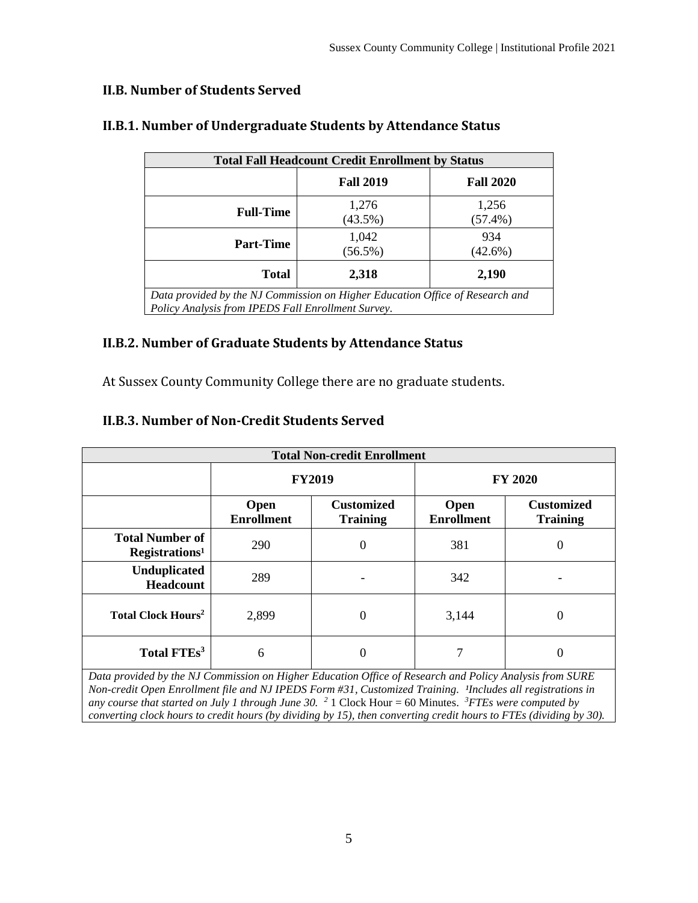## II.B. Number of Students Served

### II.B.1. Number of Undergraduate Students by Attendance Status

| Total Fall Headcount Credit Enrollment by Status | | |
|---|---|---|
| | **Fall 2019** | **Fall 2020** |
| **Full-Time** | 1,276 (43.5%) | 1,256 (57.4%) |
| **Part-Time** | 1,042 (56.5%) | 934 (42.6%) |
| **Total** | **2,318** | **2,190** |

*Data provided by the NJ Commission on Higher Education Office of Research and Policy Analysis from IPEDS Fall Enrollment Survey.*

### II.B.2. Number of Graduate Students by Attendance Status

At Sussex County Community College there are no graduate students.

### II.B.3. Number of Non-Credit Students Served

| Total Non-credit Enrollment | | | | |
|---|---|---|---|---|
| | **FY2019** | | **FY 2020** | |
| | **Open Enrollment** | **Customized Training** | **Open Enrollment** | **Customized Training** |
| **Total Number of Registrations[1]** | 290 | 0 | 381 | 0 |
| **Unduplicated Headcount** | 289 | - | 342 | - |
| **Total Clock Hours[2]** | 2,899 | 0 | 3,144 | 0 |
| **Total FTEs[3]** | 6 | 0 | 7 | 0 |

*Data provided by the NJ Commission on Higher Education Office of Research and Policy Analysis from SURE Non-credit Open Enrollment file and NJ IPEDS Form #31, Customized Training.* [1]*Includes all registrations in any course that started on July 1 through June 30.* [2] 1 Clock Hour = 60 Minutes. [3]*FTEs were computed by converting clock hours to credit hours (by dividing by 15), then converting credit hours to FTEs (dividing by 30).*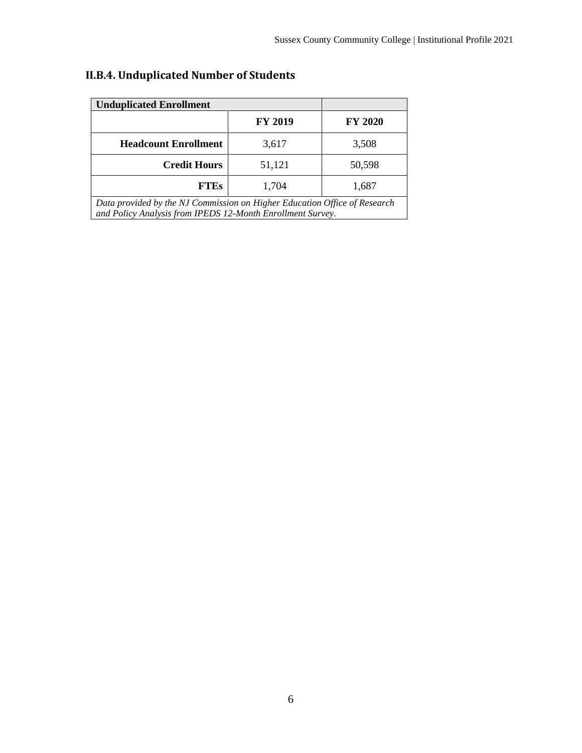## II.B.4. Unduplicated Number of Students

| Unduplicated Enrollment | | |
|---|---|---|
| | **FY 2019** | **FY 2020** |
| **Headcount Enrollment** | 3,617 | 3,508 |
| **Credit Hours** | 51,121 | 50,598 |
| **FTEs** | 1,704 | 1,687 |

*Data provided by the NJ Commission on Higher Education Office of Research and Policy Analysis from IPEDS 12-Month Enrollment Survey.*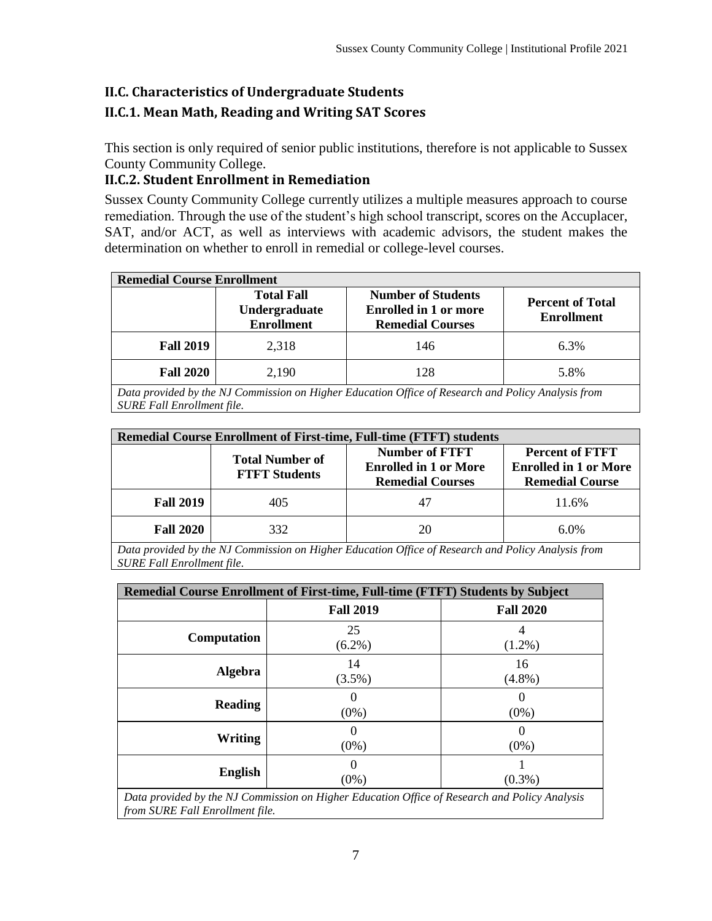## II.C. Characteristics of Undergraduate Students

### II.C.1. Mean Math, Reading and Writing SAT Scores

This section is only required of senior public institutions, therefore is not applicable to Sussex County Community College.

### II.C.2. Student Enrollment in Remediation

Sussex County Community College currently utilizes a multiple measures approach to course remediation. Through the use of the student's high school transcript, scores on the Accuplacer, SAT, and/or ACT, as well as interviews with academic advisors, the student makes the determination on whether to enroll in remedial or college-level courses.

**Remedial Course Enrollment**

| | Total Fall Undergraduate Enrollment | Number of Students Enrolled in 1 or more Remedial Courses | Percent of Total Enrollment |
|---|---|---|---|
| **Fall 2019** | 2,318 | 146 | 6.3% |
| **Fall 2020** | 2,190 | 128 | 5.8% |

*Data provided by the NJ Commission on Higher Education Office of Research and Policy Analysis from SURE Fall Enrollment file.*

**Remedial Course Enrollment of First-time, Full-time (FTFT) students**

| | Total Number of FTFT Students | Number of FTFT Enrolled in 1 or More Remedial Courses | Percent of FTFT Enrolled in 1 or More Remedial Course |
|---|---|---|---|
| **Fall 2019** | 405 | 47 | 11.6% |
| **Fall 2020** | 332 | 20 | 6.0% |

*Data provided by the NJ Commission on Higher Education Office of Research and Policy Analysis from SURE Fall Enrollment file.*

**Remedial Course Enrollment of First-time, Full-time (FTFT) Students by Subject**

| | Fall 2019 | Fall 2020 |
|---|---|---|
| **Computation** | 25 (6.2%) | 4 (1.2%) |
| **Algebra** | 14 (3.5%) | 16 (4.8%) |
| **Reading** | 0 (0%) | 0 (0%) |
| **Writing** | 0 (0%) | 0 (0%) |
| **English** | 0 (0%) | 1 (0.3%) |

*Data provided by the NJ Commission on Higher Education Office of Research and Policy Analysis from SURE Fall Enrollment file.*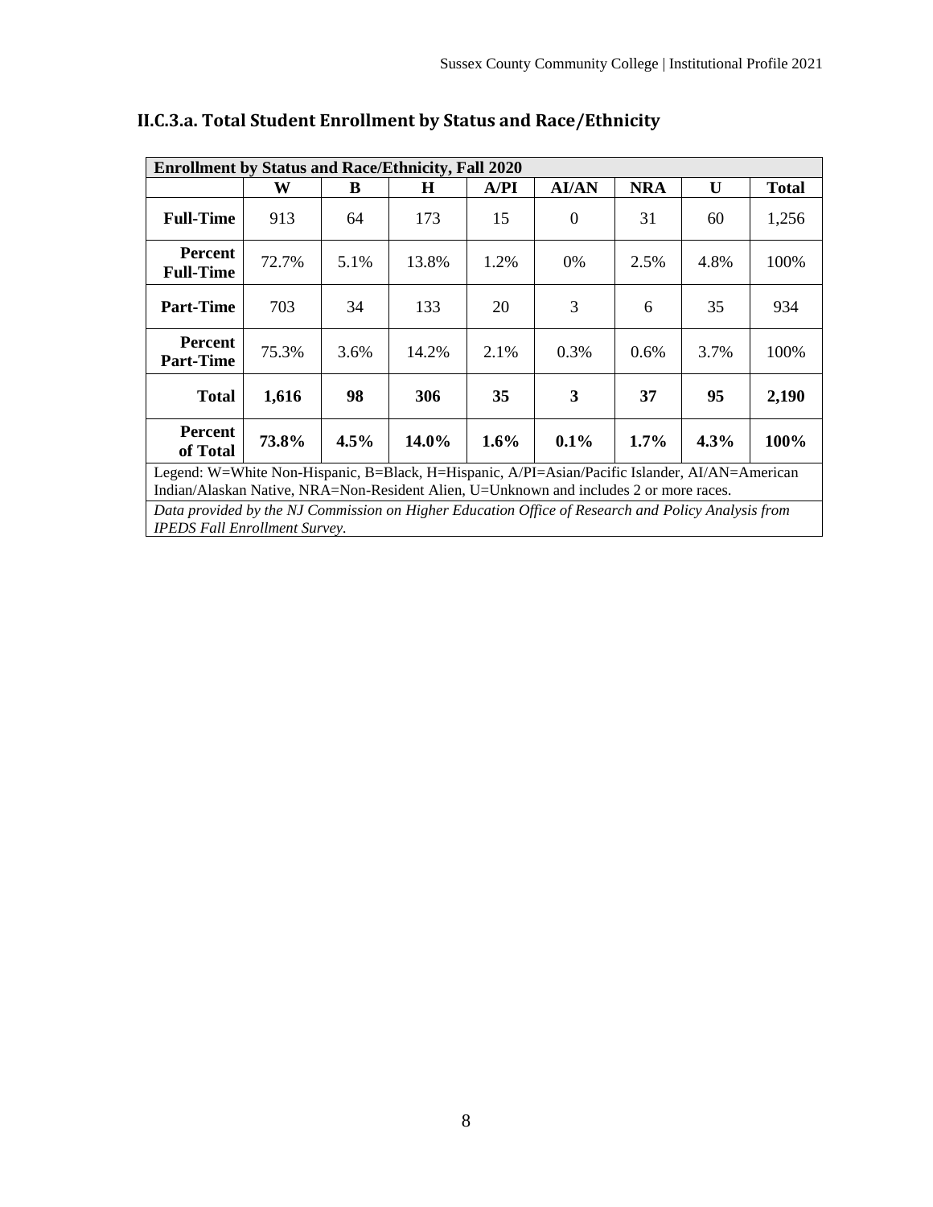## II.C.3.a. Total Student Enrollment by Status and Race/Ethnicity

| Enrollment by Status and Race/Ethnicity, Fall 2020 | | | | | | | | |
|---|---|---|---|---|---|---|---|---|
| | **W** | **B** | **H** | **A/PI** | **AI/AN** | **NRA** | **U** | **Total** |
| **Full-Time** | 913 | 64 | 173 | 15 | 0 | 31 | 60 | 1,256 |
| **Percent Full-Time** | 72.7% | 5.1% | 13.8% | 1.2% | 0% | 2.5% | 4.8% | 100% |
| **Part-Time** | 703 | 34 | 133 | 20 | 3 | 6 | 35 | 934 |
| **Percent Part-Time** | 75.3% | 3.6% | 14.2% | 2.1% | 0.3% | 0.6% | 3.7% | 100% |
| **Total** | **1,616** | **98** | **306** | **35** | **3** | **37** | **95** | **2,190** |
| **Percent of Total** | **73.8%** | **4.5%** | **14.0%** | **1.6%** | **0.1%** | **1.7%** | **4.3%** | **100%** |

Legend: W=White Non-Hispanic, B=Black, H=Hispanic, A/PI=Asian/Pacific Islander, AI/AN=American Indian/Alaskan Native, NRA=Non-Resident Alien, U=Unknown and includes 2 or more races.

*Data provided by the NJ Commission on Higher Education Office of Research and Policy Analysis from IPEDS Fall Enrollment Survey.*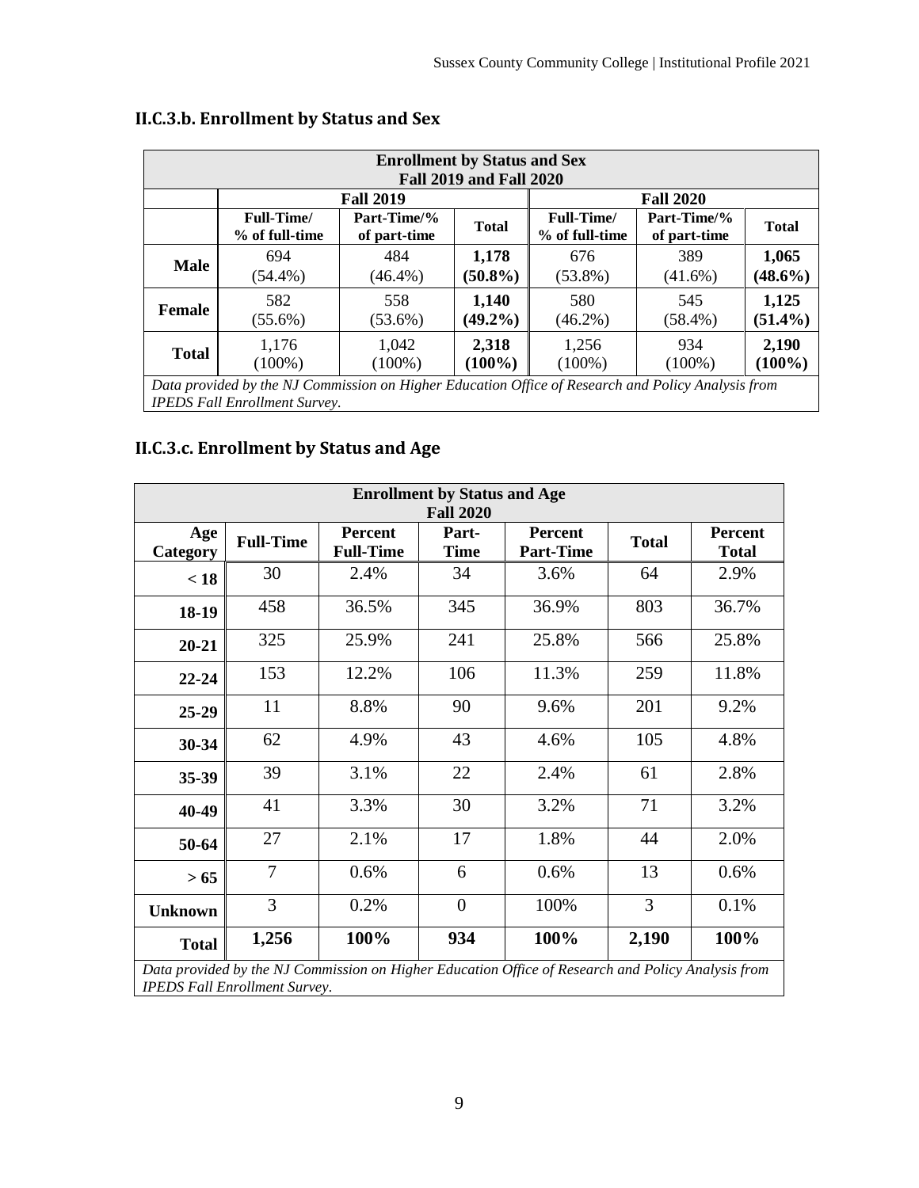## II.C.3.b. Enrollment by Status and Sex

| Enrollment by Status and Sex<br>Fall 2019 and Fall 2020 | | | | | | |
|---|---|---|---|---|---|---|
| | Fall 2019 | | | Fall 2020 | | |
| | Full-Time/<br>% of full-time | Part-Time/%<br>of part-time | Total | Full-Time/<br>% of full-time | Part-Time/%<br>of part-time | Total |
| **Male** | 694<br>(54.4%) | 484<br>(46.4%) | **1,178**<br>**(50.8%)** | 676<br>(53.8%) | 389<br>(41.6%) | **1,065**<br>**(48.6%)** |
| **Female** | 582<br>(55.6%) | 558<br>(53.6%) | **1,140**<br>**(49.2%)** | 580<br>(46.2%) | 545<br>(58.4%) | **1,125**<br>**(51.4%)** |
| **Total** | 1,176<br>(100%) | 1,042<br>(100%) | **2,318**<br>**(100%)** | 1,256<br>(100%) | 934<br>(100%) | **2,190**<br>**(100%)** |

*Data provided by the NJ Commission on Higher Education Office of Research and Policy Analysis from IPEDS Fall Enrollment Survey.*

## II.C.3.c. Enrollment by Status and Age

| Enrollment by Status and Age<br>Fall 2020 | | | | | | |
|---|---|---|---|---|---|---|
| Age Category | Full-Time | Percent Full-Time | Part-Time | Percent Part-Time | Total | Percent Total |
| **< 18** | 30 | 2.4% | 34 | 3.6% | 64 | 2.9% |
| **18-19** | 458 | 36.5% | 345 | 36.9% | 803 | 36.7% |
| **20-21** | 325 | 25.9% | 241 | 25.8% | 566 | 25.8% |
| **22-24** | 153 | 12.2% | 106 | 11.3% | 259 | 11.8% |
| **25-29** | 11 | 8.8% | 90 | 9.6% | 201 | 9.2% |
| **30-34** | 62 | 4.9% | 43 | 4.6% | 105 | 4.8% |
| **35-39** | 39 | 3.1% | 22 | 2.4% | 61 | 2.8% |
| **40-49** | 41 | 3.3% | 30 | 3.2% | 71 | 3.2% |
| **50-64** | 27 | 2.1% | 17 | 1.8% | 44 | 2.0% |
| **> 65** | 7 | 0.6% | 6 | 0.6% | 13 | 0.6% |
| **Unknown** | 3 | 0.2% | 0 | 100% | 3 | 0.1% |
| **Total** | **1,256** | **100%** | **934** | **100%** | **2,190** | **100%** |

*Data provided by the NJ Commission on Higher Education Office of Research and Policy Analysis from IPEDS Fall Enrollment Survey.*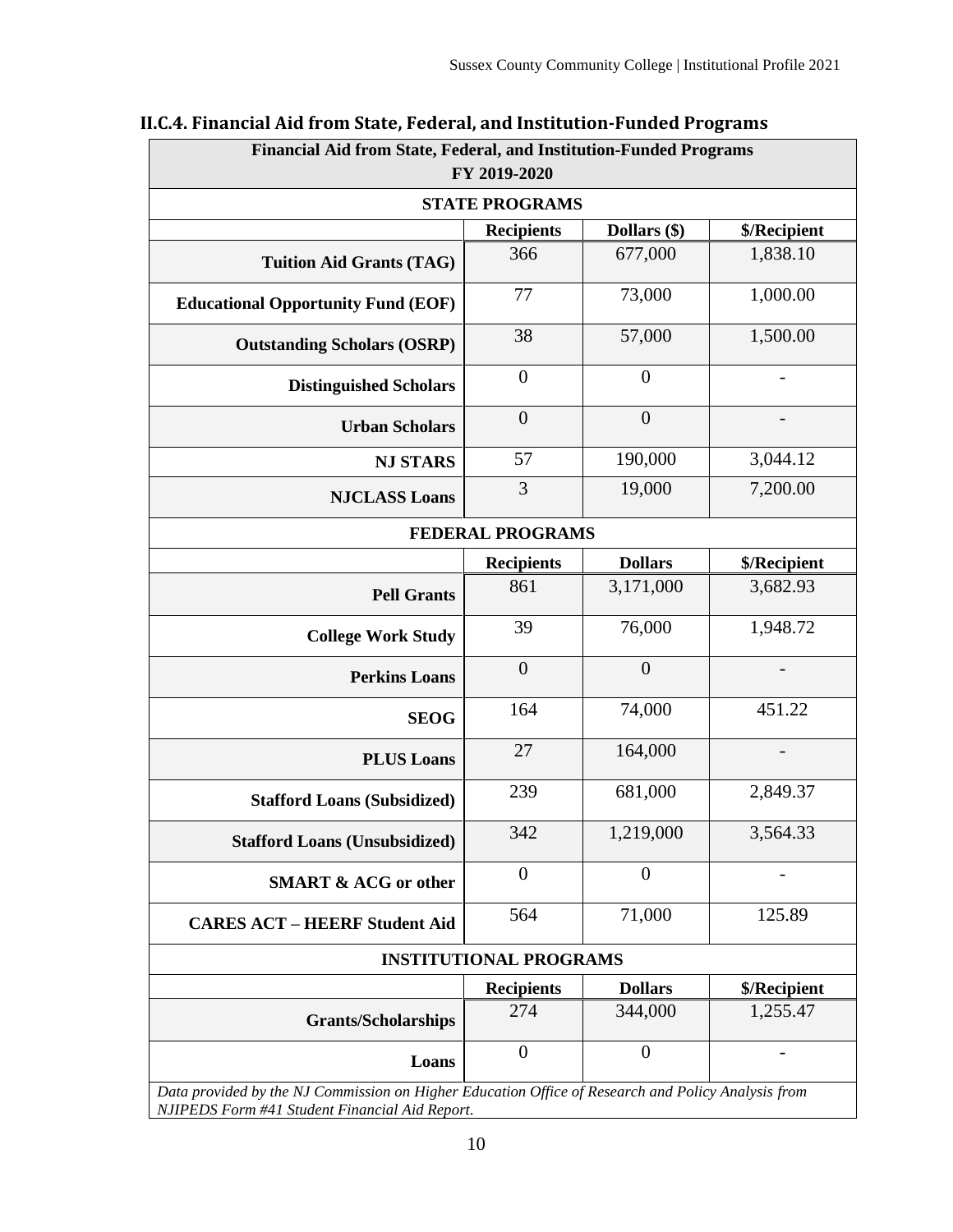### II.C.4. Financial Aid from State, Federal, and Institution-Funded Programs

| Financial Aid from State, Federal, and Institution-Funded Programs FY 2019-2020 | | | |
|---|---|---|---|
| **STATE PROGRAMS** | | | |
| | **Recipients** | **Dollars ($)** | **$/Recipient** |
| **Tuition Aid Grants (TAG)** | 366 | 677,000 | 1,838.10 |
| **Educational Opportunity Fund (EOF)** | 77 | 73,000 | 1,000.00 |
| **Outstanding Scholars (OSRP)** | 38 | 57,000 | 1,500.00 |
| **Distinguished Scholars** | 0 | 0 | - |
| **Urban Scholars** | 0 | 0 | - |
| **NJ STARS** | 57 | 190,000 | 3,044.12 |
| **NJCLASS Loans** | 3 | 19,000 | 7,200.00 |
| **FEDERAL PROGRAMS** | | | |
| | **Recipients** | **Dollars** | **$/Recipient** |
| **Pell Grants** | 861 | 3,171,000 | 3,682.93 |
| **College Work Study** | 39 | 76,000 | 1,948.72 |
| **Perkins Loans** | 0 | 0 | - |
| **SEOG** | 164 | 74,000 | 451.22 |
| **PLUS Loans** | 27 | 164,000 | - |
| **Stafford Loans (Subsidized)** | 239 | 681,000 | 2,849.37 |
| **Stafford Loans (Unsubsidized)** | 342 | 1,219,000 | 3,564.33 |
| **SMART & ACG or other** | 0 | 0 | - |
| **CARES ACT – HEERF Student Aid** | 564 | 71,000 | 125.89 |
| **INSTITUTIONAL PROGRAMS** | | | |
| | **Recipients** | **Dollars** | **$/Recipient** |
| **Grants/Scholarships** | 274 | 344,000 | 1,255.47 |
| **Loans** | 0 | 0 | - |

*Data provided by the NJ Commission on Higher Education Office of Research and Policy Analysis from NJIPEDS Form #41 Student Financial Aid Report.*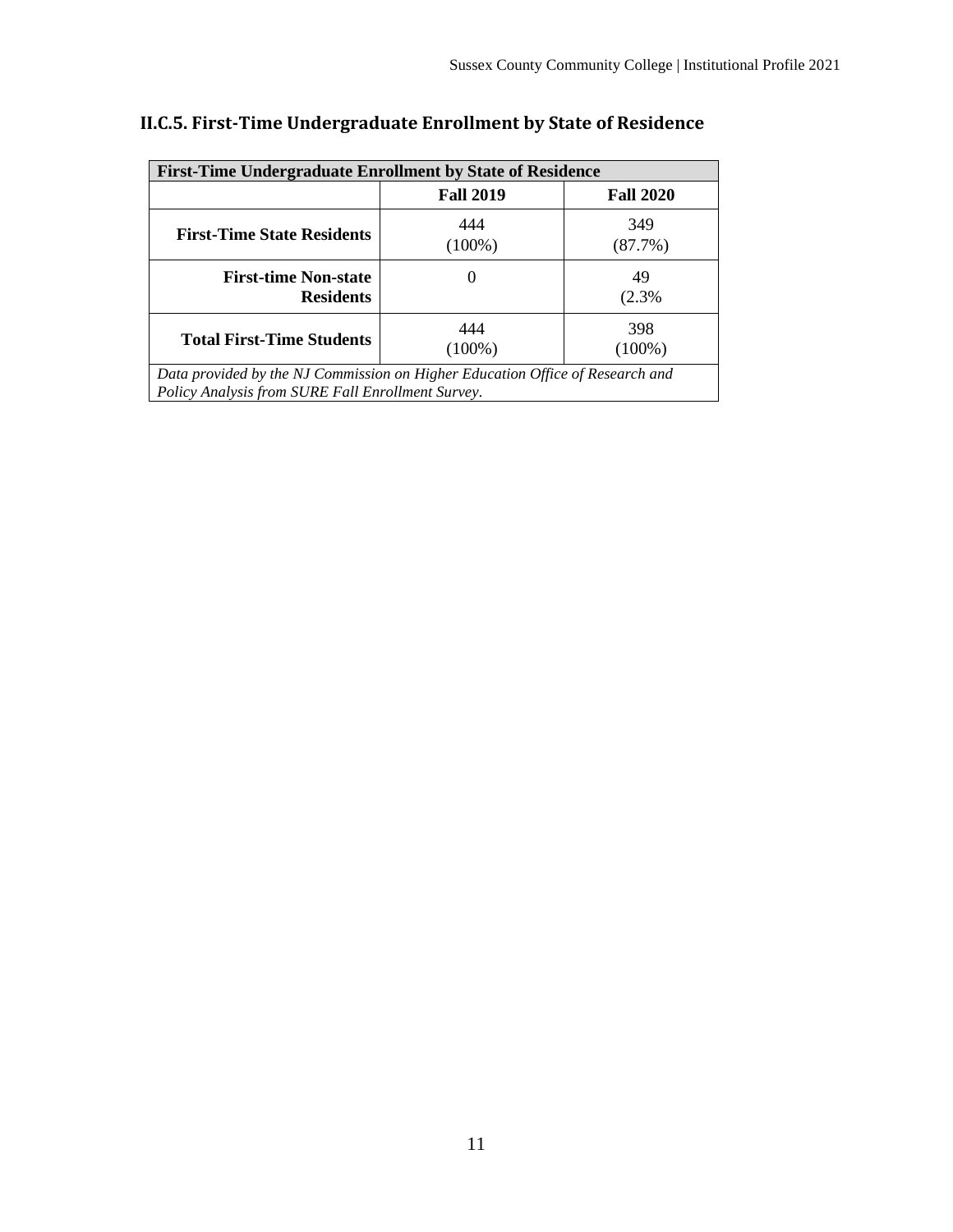## II.C.5. First-Time Undergraduate Enrollment by State of Residence

| First-Time Undergraduate Enrollment by State of Residence | | |
|---|---|---|
| | **Fall 2019** | **Fall 2020** |
| **First-Time State Residents** | 444 (100%) | 349 (87.7%) |
| **First-time Non-state Residents** | 0 | 49 (2.3% |
| **Total First-Time Students** | 444 (100%) | 398 (100%) |
| *Data provided by the NJ Commission on Higher Education Office of Research and Policy Analysis from SURE Fall Enrollment Survey.* | | |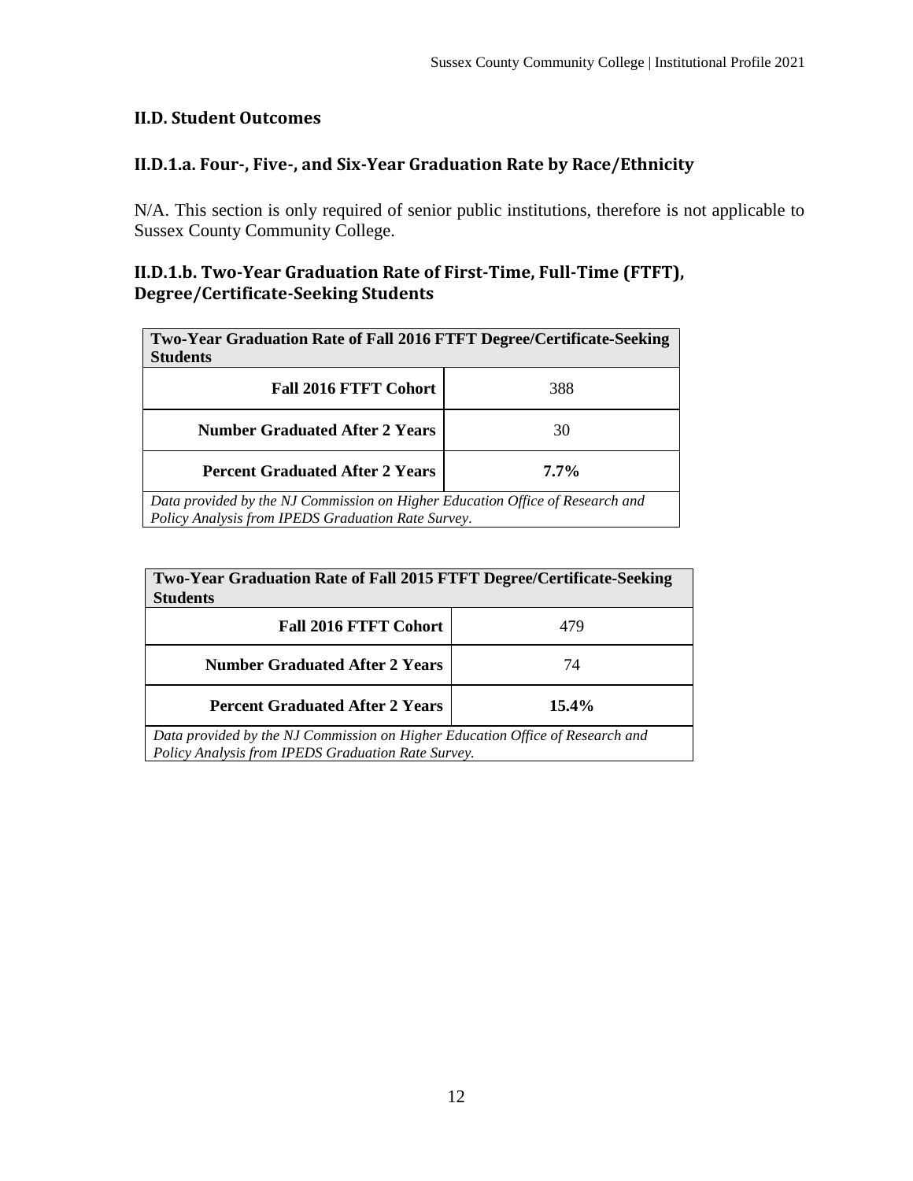## II.D. Student Outcomes

### II.D.1.a. Four-, Five-, and Six-Year Graduation Rate by Race/Ethnicity

N/A. This section is only required of senior public institutions, therefore is not applicable to Sussex County Community College.

### II.D.1.b. Two-Year Graduation Rate of First-Time, Full-Time (FTFT), Degree/Certificate-Seeking Students

| Two-Year Graduation Rate of Fall 2016 FTFT Degree/Certificate-Seeking Students | |
|---|---|
| **Fall 2016 FTFT Cohort** | 388 |
| **Number Graduated After 2 Years** | 30 |
| **Percent Graduated After 2 Years** | **7.7%** |

*Data provided by the NJ Commission on Higher Education Office of Research and Policy Analysis from IPEDS Graduation Rate Survey.*

| Two-Year Graduation Rate of Fall 2015 FTFT Degree/Certificate-Seeking Students | |
|---|---|
| **Fall 2016 FTFT Cohort** | 479 |
| **Number Graduated After 2 Years** | 74 |
| **Percent Graduated After 2 Years** | **15.4%** |

*Data provided by the NJ Commission on Higher Education Office of Research and Policy Analysis from IPEDS Graduation Rate Survey.*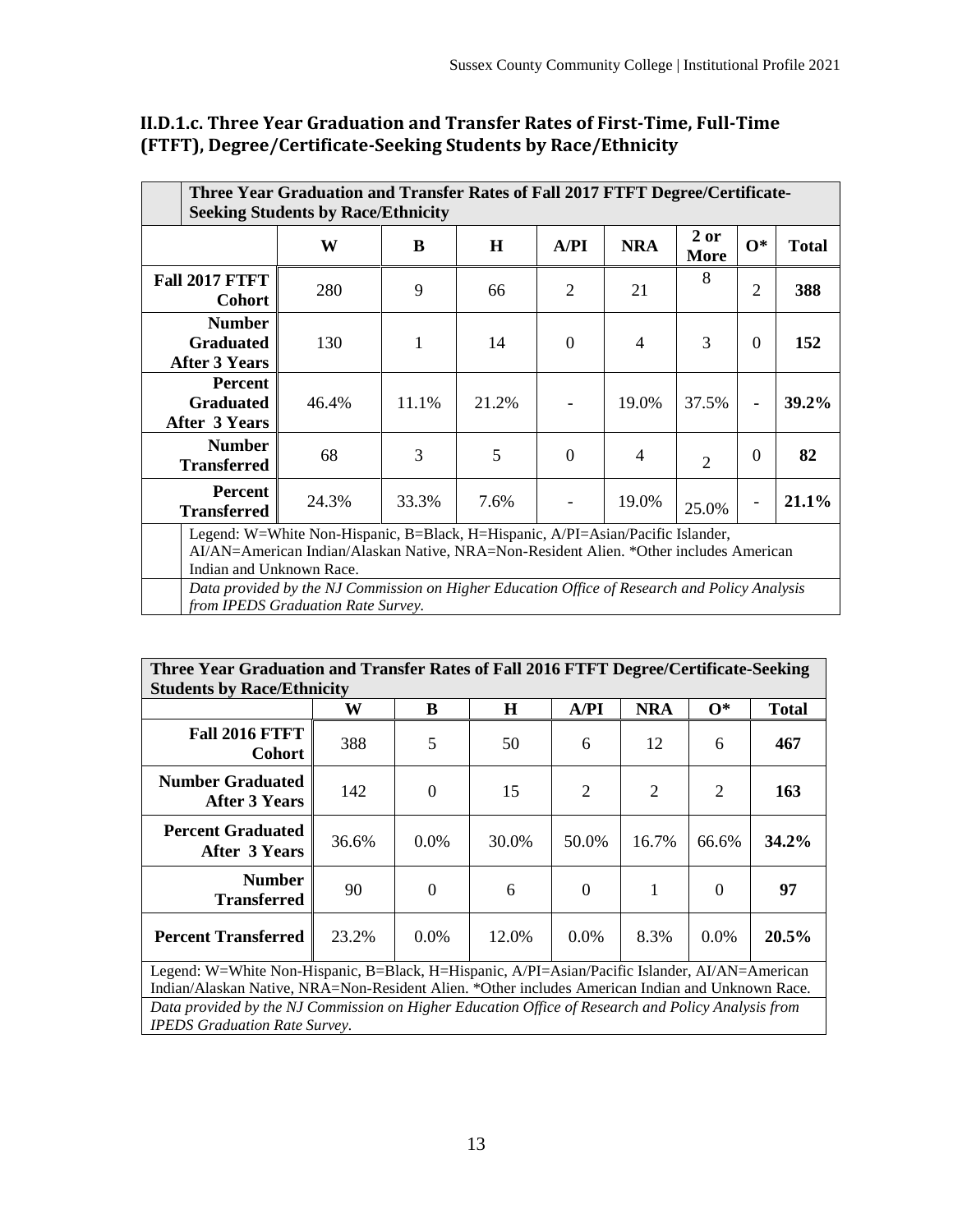## II.D.1.c. Three Year Graduation and Transfer Rates of First-Time, Full-Time (FTFT), Degree/Certificate-Seeking Students by Race/Ethnicity

| Three Year Graduation and Transfer Rates of Fall 2017 FTFT Degree/Certificate-Seeking Students by Race/Ethnicity | | | | | | | | |
|---|---|---|---|---|---|---|---|---|
| | **W** | **B** | **H** | **A/PI** | **NRA** | **2 or More** | **O*** | **Total** |
| **Fall 2017 FTFT Cohort** | 280 | 9 | 66 | 2 | 21 | 8 | 2 | **388** |
| **Number Graduated After 3 Years** | 130 | 1 | 14 | 0 | 4 | 3 | 0 | **152** |
| **Percent Graduated After 3 Years** | 46.4% | 11.1% | 21.2% | - | 19.0% | 37.5% | - | **39.2%** |
| **Number Transferred** | 68 | 3 | 5 | 0 | 4 | 2 | 0 | **82** |
| **Percent Transferred** | 24.3% | 33.3% | 7.6% | - | 19.0% | 25.0% | - | **21.1%** |
| Legend: W=White Non-Hispanic, B=Black, H=Hispanic, A/PI=Asian/Pacific Islander, AI/AN=American Indian/Alaskan Native, NRA=Non-Resident Alien. *Other includes American Indian and Unknown Race. | | | | | | | | |
| *Data provided by the NJ Commission on Higher Education Office of Research and Policy Analysis from IPEDS Graduation Rate Survey.* | | | | | | | | |

| Three Year Graduation and Transfer Rates of Fall 2016 FTFT Degree/Certificate-Seeking Students by Race/Ethnicity | | | | | | | |
|---|---|---|---|---|---|---|---|
| | **W** | **B** | **H** | **A/PI** | **NRA** | **O*** | **Total** |
| **Fall 2016 FTFT Cohort** | 388 | 5 | 50 | 6 | 12 | 6 | **467** |
| **Number Graduated After 3 Years** | 142 | 0 | 15 | 2 | 2 | 2 | **163** |
| **Percent Graduated After 3 Years** | 36.6% | 0.0% | 30.0% | 50.0% | 16.7% | 66.6% | **34.2%** |
| **Number Transferred** | 90 | 0 | 6 | 0 | 1 | 0 | **97** |
| **Percent Transferred** | 23.2% | 0.0% | 12.0% | 0.0% | 8.3% | 0.0% | **20.5%** |
| Legend: W=White Non-Hispanic, B=Black, H=Hispanic, A/PI=Asian/Pacific Islander, AI/AN=American Indian/Alaskan Native, NRA=Non-Resident Alien. *Other includes American Indian and Unknown Race. | | | | | | | |
| *Data provided by the NJ Commission on Higher Education Office of Research and Policy Analysis from IPEDS Graduation Rate Survey.* | | | | | | | |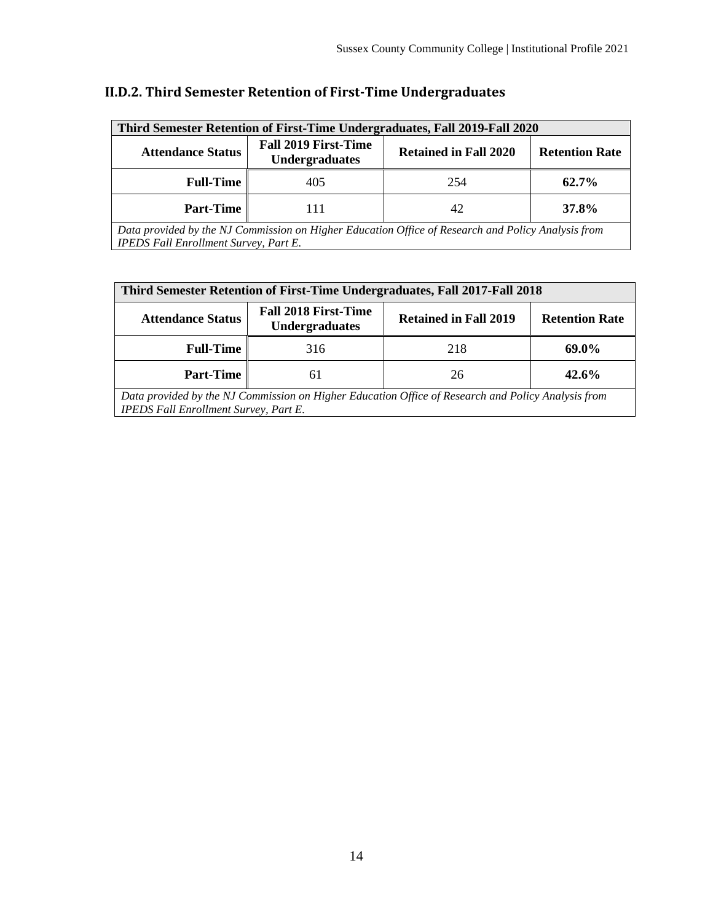## II.D.2. Third Semester Retention of First-Time Undergraduates

| Third Semester Retention of First-Time Undergraduates, Fall 2019-Fall 2020 | | | |
|---|---|---|---|
| **Attendance Status** | **Fall 2019 First-Time Undergraduates** | **Retained in Fall 2020** | **Retention Rate** |
| **Full-Time** | 405 | 254 | **62.7%** |
| **Part-Time** | 111 | 42 | **37.8%** |

*Data provided by the NJ Commission on Higher Education Office of Research and Policy Analysis from IPEDS Fall Enrollment Survey, Part E.*

| Third Semester Retention of First-Time Undergraduates, Fall 2017-Fall 2018 | | | |
|---|---|---|---|
| **Attendance Status** | **Fall 2018 First-Time Undergraduates** | **Retained in Fall 2019** | **Retention Rate** |
| **Full-Time** | 316 | 218 | **69.0%** |
| **Part-Time** | 61 | 26 | **42.6%** |

*Data provided by the NJ Commission on Higher Education Office of Research and Policy Analysis from IPEDS Fall Enrollment Survey, Part E.*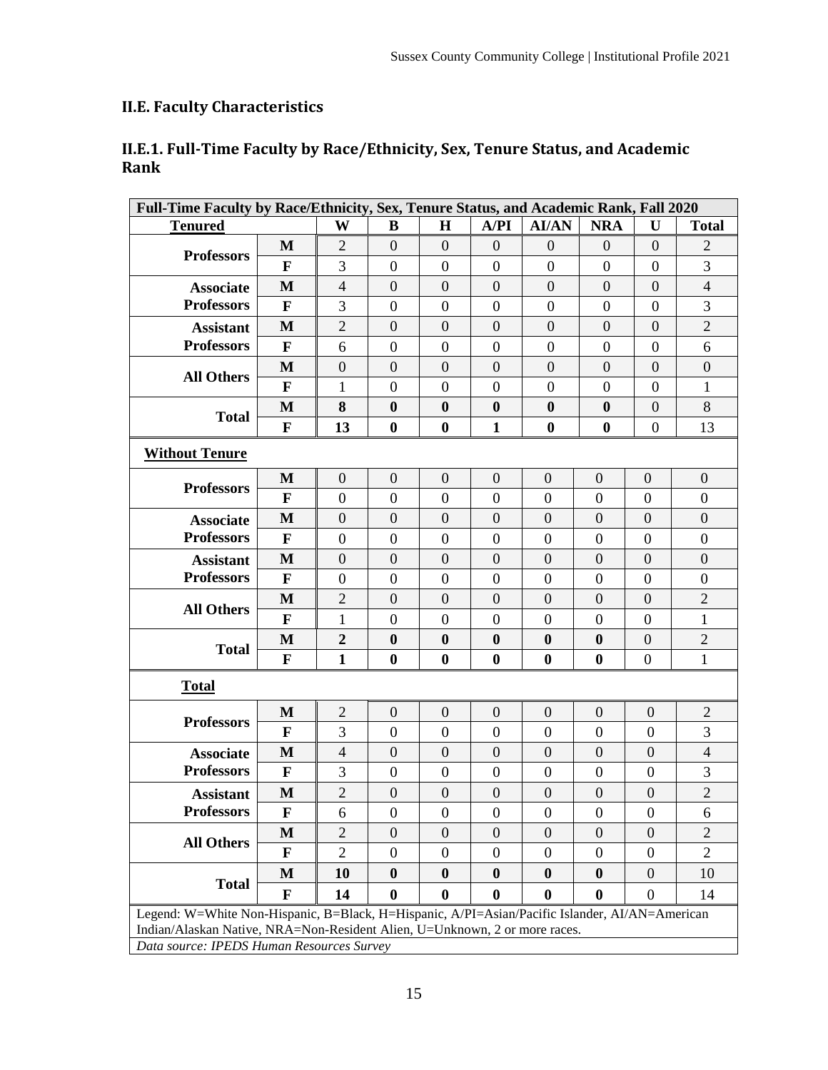## II.E. Faculty Characteristics

### II.E.1. Full-Time Faculty by Race/Ethnicity, Sex, Tenure Status, and Academic Rank

| Full-Time Faculty by Race/Ethnicity, Sex, Tenure Status, and Academic Rank, Fall 2020 | | | | | | | | | |
|---|---|---|---|---|---|---|---|---|---|
| **Tenured** | | **W** | **B** | **H** | **A/PI** | **AI/AN** | **NRA** | **U** | **Total** |
| **Professors** | **M** | 2 | 0 | 0 | 0 | 0 | 0 | 0 | 2 |
| | **F** | 3 | 0 | 0 | 0 | 0 | 0 | 0 | 3 |
| **Associate Professors** | **M** | 4 | 0 | 0 | 0 | 0 | 0 | 0 | 4 |
| | **F** | 3 | 0 | 0 | 0 | 0 | 0 | 0 | 3 |
| **Assistant Professors** | **M** | 2 | 0 | 0 | 0 | 0 | 0 | 0 | 2 |
| | **F** | 6 | 0 | 0 | 0 | 0 | 0 | 0 | 6 |
| **All Others** | **M** | 0 | 0 | 0 | 0 | 0 | 0 | 0 | 0 |
| | **F** | 1 | 0 | 0 | 0 | 0 | 0 | 0 | 1 |
| **Total** | **M** | **8** | **0** | **0** | **0** | **0** | **0** | 0 | 8 |
| | **F** | **13** | **0** | **0** | **1** | **0** | **0** | 0 | 13 |
| **Without Tenure** | | | | | | | | | |
| **Professors** | **M** | 0 | 0 | 0 | 0 | 0 | 0 | 0 | 0 |
| | **F** | 0 | 0 | 0 | 0 | 0 | 0 | 0 | 0 |
| **Associate Professors** | **M** | 0 | 0 | 0 | 0 | 0 | 0 | 0 | 0 |
| | **F** | 0 | 0 | 0 | 0 | 0 | 0 | 0 | 0 |
| **Assistant Professors** | **M** | 0 | 0 | 0 | 0 | 0 | 0 | 0 | 0 |
| | **F** | 0 | 0 | 0 | 0 | 0 | 0 | 0 | 0 |
| **All Others** | **M** | 2 | 0 | 0 | 0 | 0 | 0 | 0 | 2 |
| | **F** | 1 | 0 | 0 | 0 | 0 | 0 | 0 | 1 |
| **Total** | **M** | **2** | **0** | **0** | **0** | **0** | **0** | 0 | 2 |
| | **F** | **1** | **0** | **0** | **0** | **0** | **0** | 0 | 1 |
| **Total** | | | | | | | | | |
| **Professors** | **M** | 2 | 0 | 0 | 0 | 0 | 0 | 0 | 2 |
| | **F** | 3 | 0 | 0 | 0 | 0 | 0 | 0 | 3 |
| **Associate Professors** | **M** | 4 | 0 | 0 | 0 | 0 | 0 | 0 | 4 |
| | **F** | 3 | 0 | 0 | 0 | 0 | 0 | 0 | 3 |
| **Assistant Professors** | **M** | 2 | 0 | 0 | 0 | 0 | 0 | 0 | 2 |
| | **F** | 6 | 0 | 0 | 0 | 0 | 0 | 0 | 6 |
| **All Others** | **M** | 2 | 0 | 0 | 0 | 0 | 0 | 0 | 2 |
| | **F** | 2 | 0 | 0 | 0 | 0 | 0 | 0 | 2 |
| **Total** | **M** | **10** | **0** | **0** | **0** | **0** | **0** | 0 | 10 |
| | **F** | **14** | **0** | **0** | **0** | **0** | **0** | 0 | 14 |

Legend: W=White Non-Hispanic, B=Black, H=Hispanic, A/PI=Asian/Pacific Islander, AI/AN=American Indian/Alaskan Native, NRA=Non-Resident Alien, U=Unknown, 2 or more races.

*Data source: IPEDS Human Resources Survey*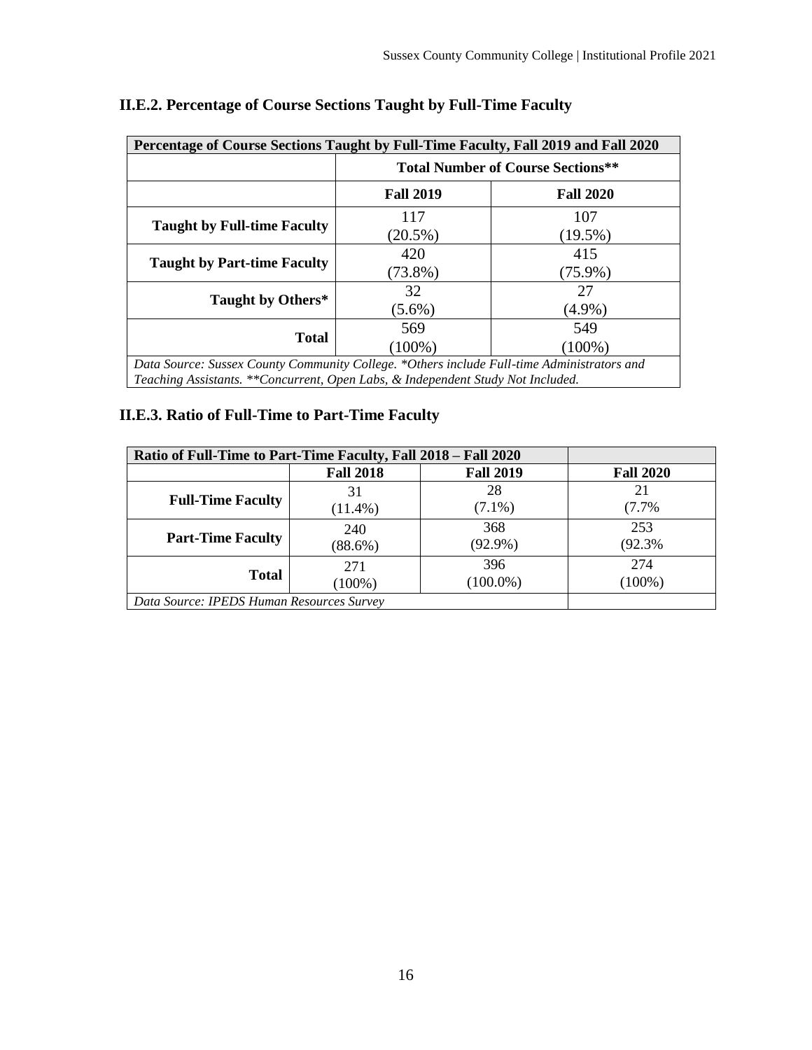### II.E.2. Percentage of Course Sections Taught by Full-Time Faculty

| Percentage of Course Sections Taught by Full-Time Faculty, Fall 2019 and Fall 2020 | | |
|---|---|---|
| | Total Number of Course Sections** | |
| | **Fall 2019** | **Fall 2020** |
| **Taught by Full-time Faculty** | 117 (20.5%) | 107 (19.5%) |
| **Taught by Part-time Faculty** | 420 (73.8%) | 415 (75.9%) |
| **Taught by Others*** | 32 (5.6%) | 27 (4.9%) |
| **Total** | 569 (100%) | 549 (100%) |
| *Data Source: Sussex County Community College. *Others include Full-time Administrators and Teaching Assistants. **Concurrent, Open Labs, & Independent Study Not Included.* | | |

### II.E.3. Ratio of Full-Time to Part-Time Faculty

| Ratio of Full-Time to Part-Time Faculty, Fall 2018 – Fall 2020 | | | |
|---|---|---|---|
| | **Fall 2018** | **Fall 2019** | **Fall 2020** |
| **Full-Time Faculty** | 31 (11.4%) | 28 (7.1%) | 21 (7.7% |
| **Part-Time Faculty** | 240 (88.6%) | 368 (92.9%) | 253 (92.3% |
| **Total** | 271 (100%) | 396 (100.0%) | 274 (100%) |
| *Data Source: IPEDS Human Resources Survey* | | | |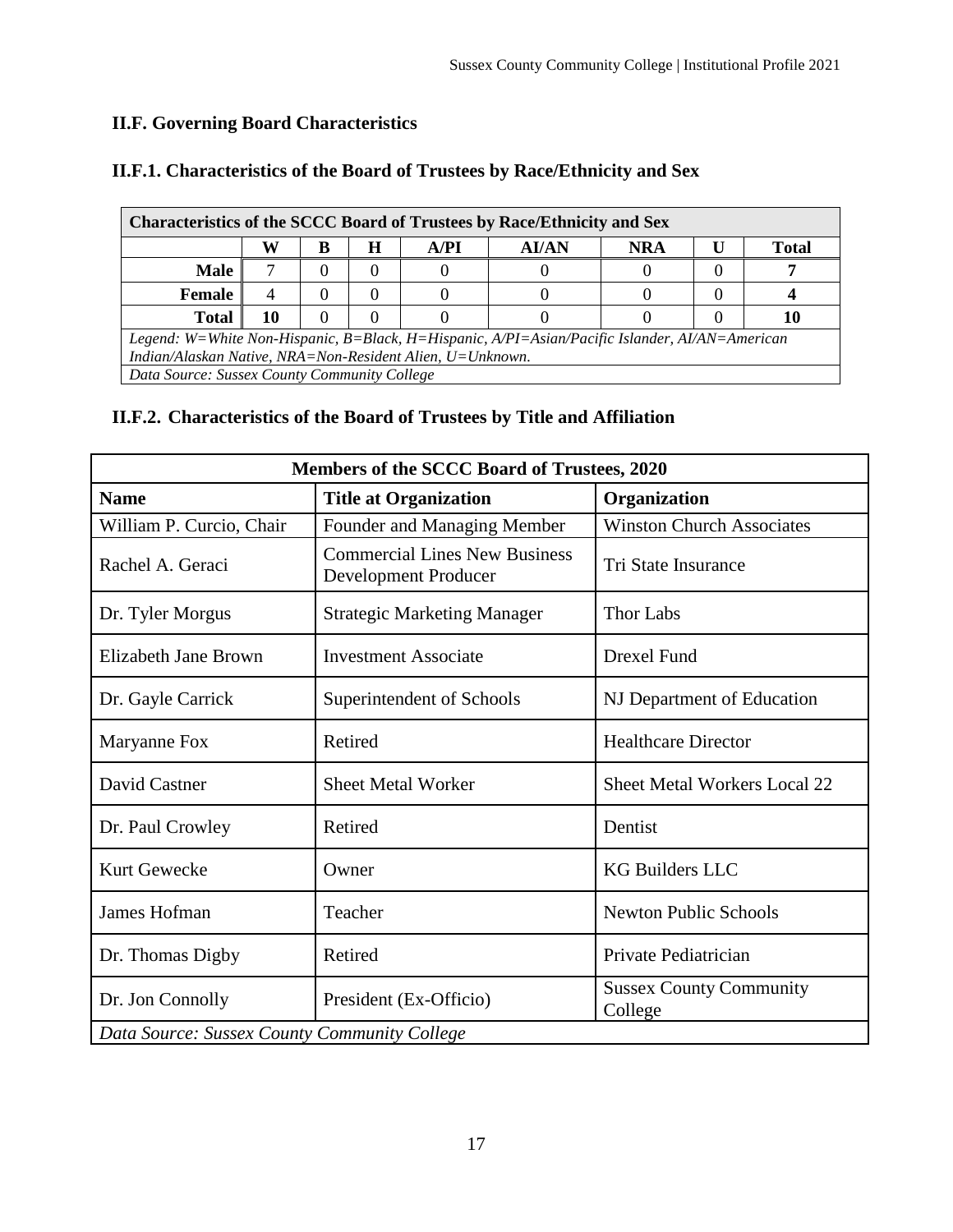## II.F. Governing Board Characteristics

### II.F.1. Characteristics of the Board of Trustees by Race/Ethnicity and Sex

| Characteristics of the SCCC Board of Trustees by Race/Ethnicity and Sex | | | | | | | | |
|---|---|---|---|---|---|---|---|---|
| | W | B | H | A/PI | AI/AN | NRA | U | Total |
| **Male** | 7 | 0 | 0 | 0 | 0 | 0 | 0 | **7** |
| **Female** | 4 | 0 | 0 | 0 | 0 | 0 | 0 | **4** |
| **Total** | **10** | 0 | 0 | 0 | 0 | 0 | 0 | **10** |

*Legend: W=White Non-Hispanic, B=Black, H=Hispanic, A/PI=Asian/Pacific Islander, AI/AN=American Indian/Alaskan Native, NRA=Non-Resident Alien, U=Unknown.*

*Data Source: Sussex County Community College*

### II.F.2. Characteristics of the Board of Trustees by Title and Affiliation

| Members of the SCCC Board of Trustees, 2020 | | |
|---|---|---|
| **Name** | **Title at Organization** | **Organization** |
| William P. Curcio, Chair | Founder and Managing Member | Winston Church Associates |
| Rachel A. Geraci | Commercial Lines New Business Development Producer | Tri State Insurance |
| Dr. Tyler Morgus | Strategic Marketing Manager | Thor Labs |
| Elizabeth Jane Brown | Investment Associate | Drexel Fund |
| Dr. Gayle Carrick | Superintendent of Schools | NJ Department of Education |
| Maryanne Fox | Retired | Healthcare Director |
| David Castner | Sheet Metal Worker | Sheet Metal Workers Local 22 |
| Dr. Paul Crowley | Retired | Dentist |
| Kurt Gewecke | Owner | KG Builders LLC |
| James Hofman | Teacher | Newton Public Schools |
| Dr. Thomas Digby | Retired | Private Pediatrician |
| Dr. Jon Connolly | President (Ex-Officio) | Sussex County Community College |

*Data Source: Sussex County Community College*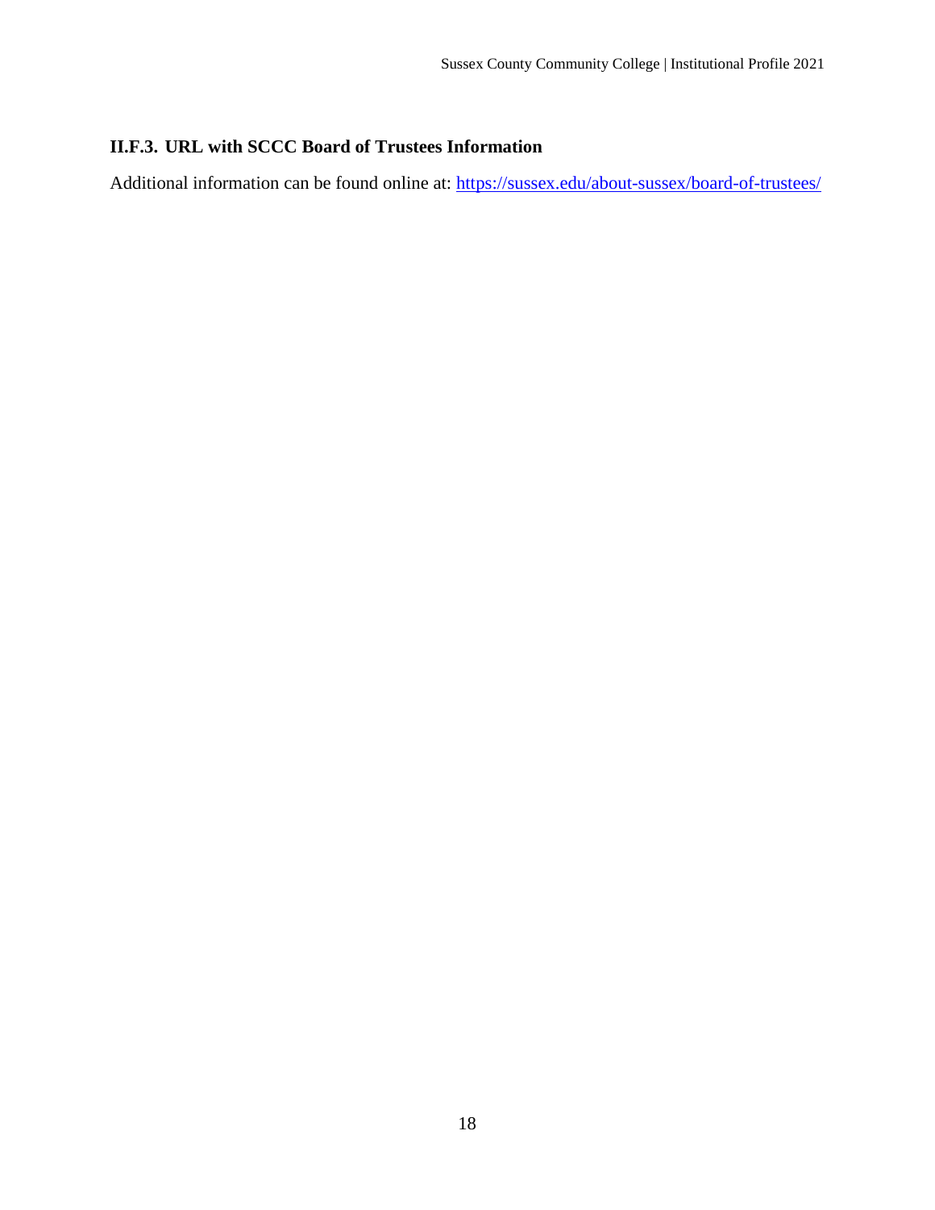### II.F.3. URL with SCCC Board of Trustees Information

Additional information can be found online at: [https://sussex.edu/about-sussex/board-of-trustees/](https://sussex.edu/about-sussex/board-of-trustees/)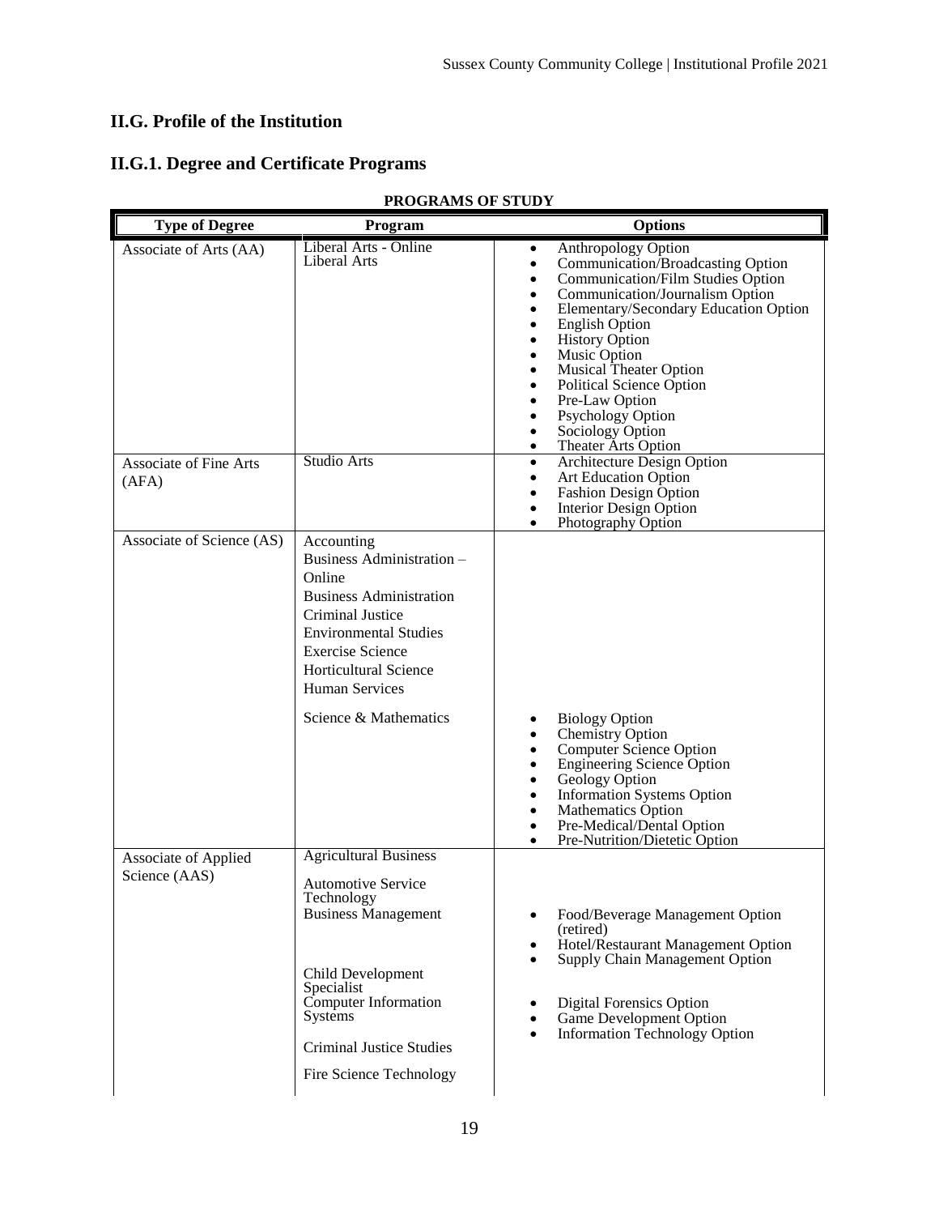## II.G. Profile of the Institution

## II.G.1. Degree and Certificate Programs

**PROGRAMS OF STUDY**

| Type of Degree | Program | Options |
|---|---|---|
| Associate of Arts (AA) | Liberal Arts - Online<br>Liberal Arts | • Anthropology Option<br>• Communication/Broadcasting Option<br>• Communication/Film Studies Option<br>• Communication/Journalism Option<br>• Elementary/Secondary Education Option<br>• English Option<br>• History Option<br>• Music Option<br>• Musical Theater Option<br>• Political Science Option<br>• Pre-Law Option<br>• Psychology Option<br>• Sociology Option<br>• Theater Arts Option |
| Associate of Fine Arts (AFA) | Studio Arts | • Architecture Design Option<br>• Art Education Option<br>• Fashion Design Option<br>• Interior Design Option<br>• Photography Option |
| Associate of Science (AS) | Accounting<br>Business Administration – Online<br>Business Administration<br>Criminal Justice<br>Environmental Studies<br>Exercise Science<br>Horticultural Science<br>Human Services | |
| | Science & Mathematics | • Biology Option<br>• Chemistry Option<br>• Computer Science Option<br>• Engineering Science Option<br>• Geology Option<br>• Information Systems Option<br>• Mathematics Option<br>• Pre-Medical/Dental Option<br>• Pre-Nutrition/Dietetic Option |
| Associate of Applied Science (AAS) | Agricultural Business<br>Automotive Service Technology | |
| | Business Management | • Food/Beverage Management Option (retired)<br>• Hotel/Restaurant Management Option<br>• Supply Chain Management Option |
| | Child Development Specialist | |
| | Computer Information Systems | • Digital Forensics Option<br>• Game Development Option<br>• Information Technology Option |
| | Criminal Justice Studies<br>Fire Science Technology | |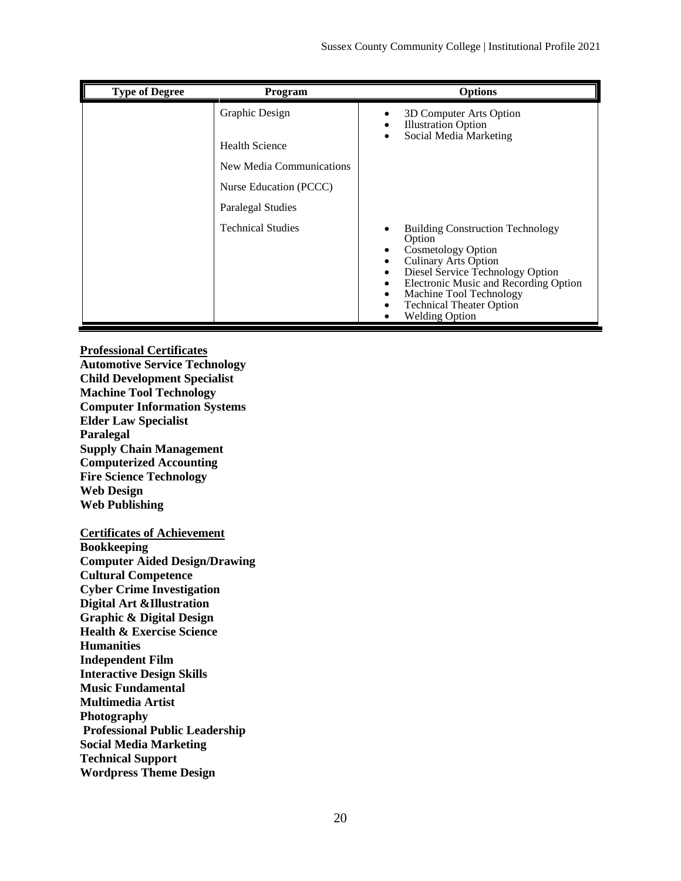| Type of Degree | Program | Options |
|---|---|---|
| | Graphic Design | • 3D Computer Arts Option<br>• Illustration Option<br>• Social Media Marketing |
| | Health Science | |
| | New Media Communications | |
| | Nurse Education (PCCC) | |
| | Paralegal Studies | |
| | Technical Studies | • Building Construction Technology Option<br>• Cosmetology Option<br>• Culinary Arts Option<br>• Diesel Service Technology Option<br>• Electronic Music and Recording Option<br>• Machine Tool Technology<br>• Technical Theater Option<br>• Welding Option |

**Professional Certificates**

**Automotive Service Technology**
**Child Development Specialist**
**Machine Tool Technology**
**Computer Information Systems**
**Elder Law Specialist**
**Paralegal**
**Supply Chain Management**
**Computerized Accounting**
**Fire Science Technology**
**Web Design**
**Web Publishing**

**Certificates of Achievement**

**Bookkeeping**
**Computer Aided Design/Drawing**
**Cultural Competence**
**Cyber Crime Investigation**
**Digital Art &Illustration**
**Graphic & Digital Design**
**Health & Exercise Science**
**Humanities**
**Independent Film**
**Interactive Design Skills**
**Music Fundamental**
**Multimedia Artist**
**Photography**
**Professional Public Leadership**
**Social Media Marketing**
**Technical Support**
**Wordpress Theme Design**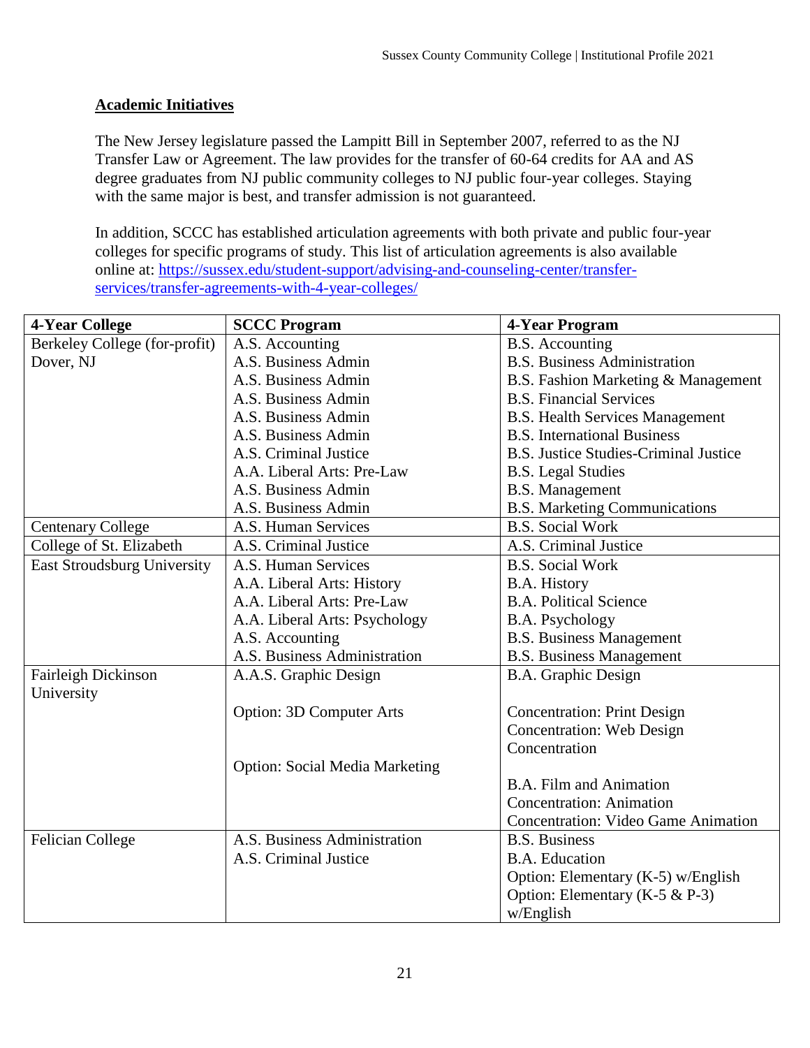**Academic Initiatives**

The New Jersey legislature passed the Lampitt Bill in September 2007, referred to as the NJ Transfer Law or Agreement. The law provides for the transfer of 60-64 credits for AA and AS degree graduates from NJ public community colleges to NJ public four-year colleges. Staying with the same major is best, and transfer admission is not guaranteed.

In addition, SCCC has established articulation agreements with both private and public four-year colleges for specific programs of study. This list of articulation agreements is also available online at: [https://sussex.edu/student-support/advising-and-counseling-center/transfer-services/transfer-agreements-with-4-year-colleges/](https://sussex.edu/student-support/advising-and-counseling-center/transfer-services/transfer-agreements-with-4-year-colleges/)

| 4-Year College | SCCC Program | 4-Year Program |
|---|---|---|
| Berkeley College (for-profit) Dover, NJ | A.S. Accounting | B.S. Accounting |
| | A.S. Business Admin | B.S. Business Administration |
| | A.S. Business Admin | B.S. Fashion Marketing & Management |
| | A.S. Business Admin | B.S. Financial Services |
| | A.S. Business Admin | B.S. Health Services Management |
| | A.S. Business Admin | B.S. International Business |
| | A.S. Criminal Justice | B.S. Justice Studies-Criminal Justice |
| | A.A. Liberal Arts: Pre-Law | B.S. Legal Studies |
| | A.S. Business Admin | B.S. Management |
| | A.S. Business Admin | B.S. Marketing Communications |
| Centenary College | A.S. Human Services | B.S. Social Work |
| College of St. Elizabeth | A.S. Criminal Justice | A.S. Criminal Justice |
| East Stroudsburg University | A.S. Human Services | B.S. Social Work |
| | A.A. Liberal Arts: History | B.A. History |
| | A.A. Liberal Arts: Pre-Law | B.A. Political Science |
| | A.A. Liberal Arts: Psychology | B.A. Psychology |
| | A.S. Accounting | B.S. Business Management |
| | A.S. Business Administration | B.S. Business Management |
| Fairleigh Dickinson University | A.A.S. Graphic Design<br><br>Option: 3D Computer Arts<br><br><br>Option: Social Media Marketing | B.A. Graphic Design<br><br>Concentration: Print Design<br>Concentration: Web Design Concentration<br><br>B.A. Film and Animation<br>Concentration: Animation<br>Concentration: Video Game Animation |
| Felician College | A.S. Business Administration<br>A.S. Criminal Justice | B.S. Business<br>B.A. Education<br>Option: Elementary (K-5) w/English<br>Option: Elementary (K-5 & P-3) w/English |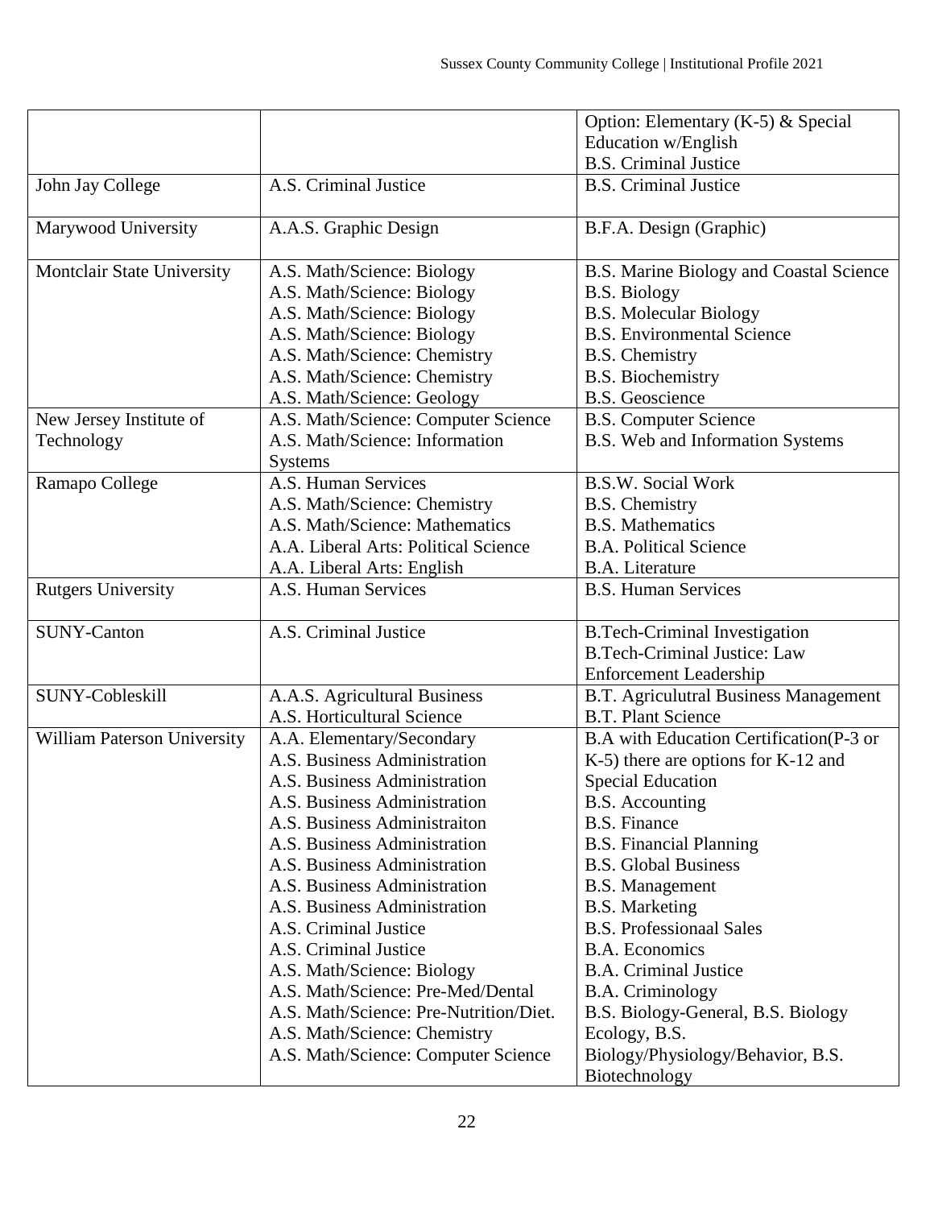| | | |
|---|---|---|
| | | Option: Elementary (K-5) & Special Education w/English<br>B.S. Criminal Justice |
| John Jay College | A.S. Criminal Justice | B.S. Criminal Justice |
| Marywood University | A.A.S. Graphic Design | B.F.A. Design (Graphic) |
| Montclair State University | A.S. Math/Science: Biology<br>A.S. Math/Science: Biology<br>A.S. Math/Science: Biology<br>A.S. Math/Science: Biology<br>A.S. Math/Science: Chemistry<br>A.S. Math/Science: Chemistry<br>A.S. Math/Science: Geology | B.S. Marine Biology and Coastal Science<br>B.S. Biology<br>B.S. Molecular Biology<br>B.S. Environmental Science<br>B.S. Chemistry<br>B.S. Biochemistry<br>B.S. Geoscience |
| New Jersey Institute of Technology | A.S. Math/Science: Computer Science<br>A.S. Math/Science: Information Systems | B.S. Computer Science<br>B.S. Web and Information Systems |
| Ramapo College | A.S. Human Services<br>A.S. Math/Science: Chemistry<br>A.S. Math/Science: Mathematics<br>A.A. Liberal Arts: Political Science<br>A.A. Liberal Arts: English | B.S.W. Social Work<br>B.S. Chemistry<br>B.S. Mathematics<br>B.A. Political Science<br>B.A. Literature |
| Rutgers University | A.S. Human Services | B.S. Human Services |
| SUNY-Canton | A.S. Criminal Justice | B.Tech-Criminal Investigation<br>B.Tech-Criminal Justice: Law Enforcement Leadership |
| SUNY-Cobleskill | A.A.S. Agricultural Business<br>A.S. Horticultural Science | B.T. Agriculutral Business Management<br>B.T. Plant Science |
| William Paterson University | A.A. Elementary/Secondary<br>A.S. Business Administration<br>A.S. Business Administration<br>A.S. Business Administration<br>A.S. Business Administraiton<br>A.S. Business Administration<br>A.S. Business Administration<br>A.S. Business Administration<br>A.S. Business Administration<br>A.S. Criminal Justice<br>A.S. Criminal Justice<br>A.S. Math/Science: Biology<br>A.S. Math/Science: Pre-Med/Dental<br>A.S. Math/Science: Pre-Nutrition/Diet.<br>A.S. Math/Science: Chemistry<br>A.S. Math/Science: Computer Science | B.A with Education Certification(P-3 or K-5) there are options for K-12 and Special Education<br>B.S. Accounting<br>B.S. Finance<br>B.S. Financial Planning<br>B.S. Global Business<br>B.S. Management<br>B.S. Marketing<br>B.S. Professionaal Sales<br>B.A. Economics<br>B.A. Criminal Justice<br>B.A. Criminology<br>B.S. Biology-General, B.S. Biology Ecology, B.S. Biology/Physiology/Behavior, B.S. Biotechnology |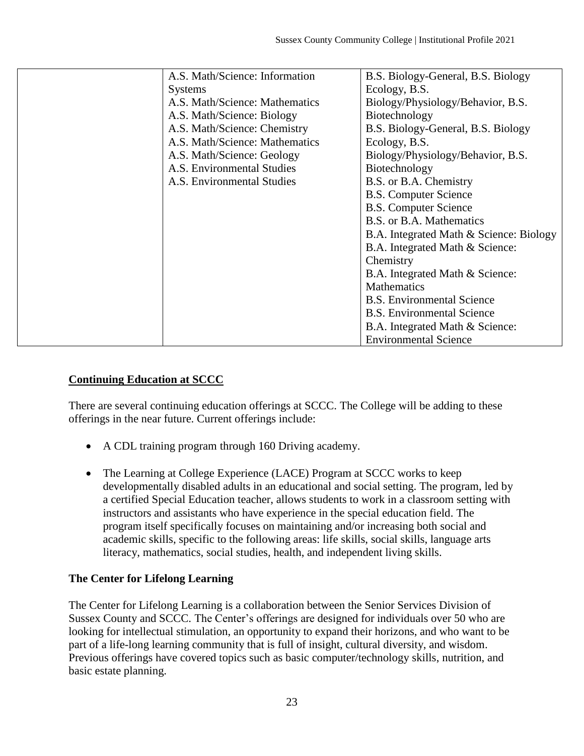| | | |
|---|---|---|
| | A.S. Math/Science: Information Systems<br>A.S. Math/Science: Mathematics<br>A.S. Math/Science: Biology<br>A.S. Math/Science: Chemistry<br>A.S. Math/Science: Mathematics<br>A.S. Math/Science: Geology<br>A.S. Environmental Studies<br>A.S. Environmental Studies | B.S. Biology-General, B.S. Biology Ecology, B.S. Biology/Physiology/Behavior, B.S. Biotechnology<br>B.S. Biology-General, B.S. Biology Ecology, B.S. Biology/Physiology/Behavior, B.S. Biotechnology<br>B.S. or B.A. Chemistry<br>B.S. Computer Science<br>B.S. Computer Science<br>B.S. or B.A. Mathematics<br>B.A. Integrated Math & Science: Biology<br>B.A. Integrated Math & Science: Chemistry<br>B.A. Integrated Math & Science: Mathematics<br>B.S. Environmental Science<br>B.S. Environmental Science<br>B.A. Integrated Math & Science: Environmental Science |

## Continuing Education at SCCC

There are several continuing education offerings at SCCC. The College will be adding to these offerings in the near future. Current offerings include:

- A CDL training program through 160 Driving academy.
- The Learning at College Experience (LACE) Program at SCCC works to keep developmentally disabled adults in an educational and social setting. The program, led by a certified Special Education teacher, allows students to work in a classroom setting with instructors and assistants who have experience in the special education field. The program itself specifically focuses on maintaining and/or increasing both social and academic skills, specific to the following areas: life skills, social skills, language arts literacy, mathematics, social studies, health, and independent living skills.

### The Center for Lifelong Learning

The Center for Lifelong Learning is a collaboration between the Senior Services Division of Sussex County and SCCC. The Center's offerings are designed for individuals over 50 who are looking for intellectual stimulation, an opportunity to expand their horizons, and who want to be part of a life-long learning community that is full of insight, cultural diversity, and wisdom. Previous offerings have covered topics such as basic computer/technology skills, nutrition, and basic estate planning.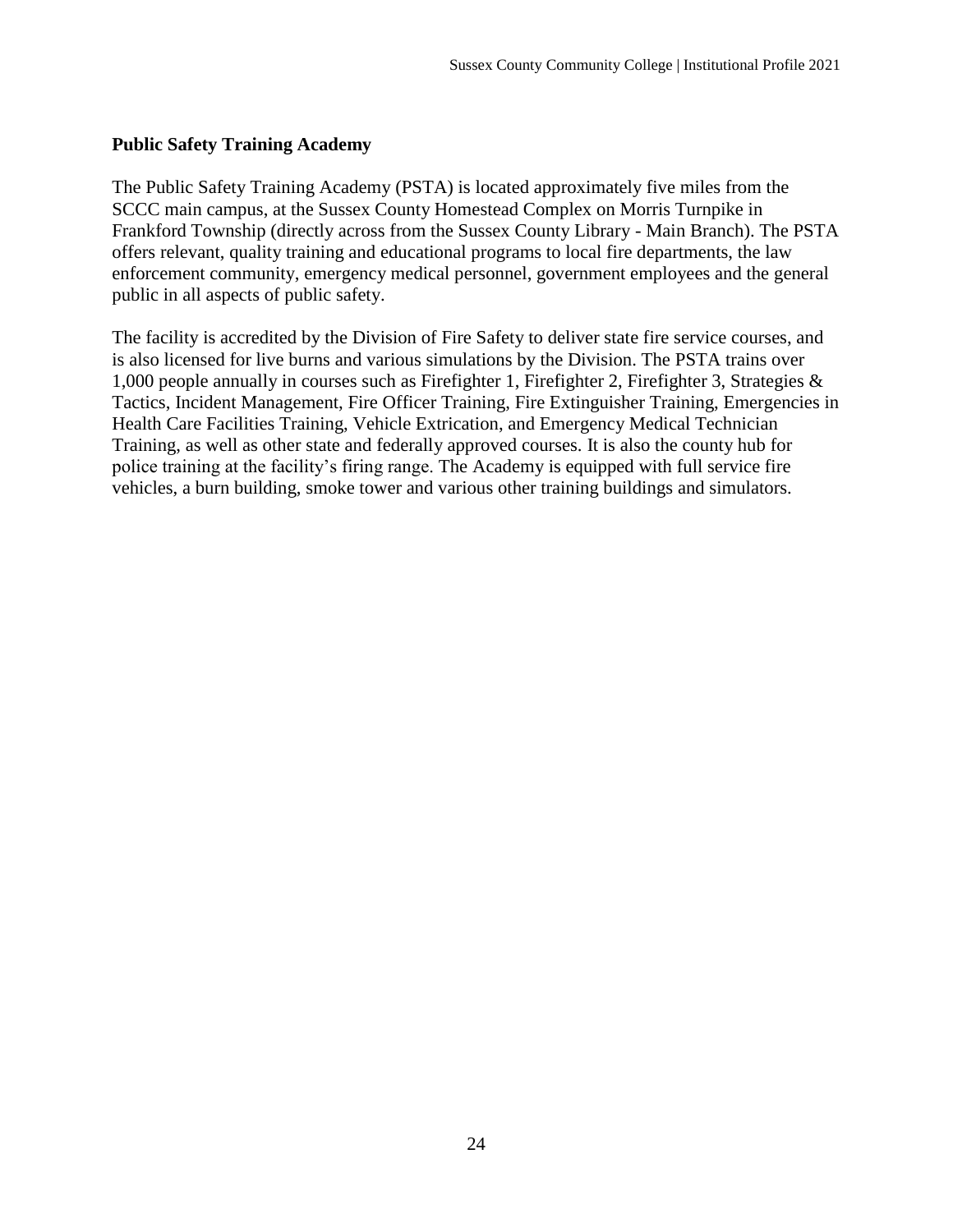## Public Safety Training Academy

The Public Safety Training Academy (PSTA) is located approximately five miles from the SCCC main campus, at the Sussex County Homestead Complex on Morris Turnpike in Frankford Township (directly across from the Sussex County Library - Main Branch). The PSTA offers relevant, quality training and educational programs to local fire departments, the law enforcement community, emergency medical personnel, government employees and the general public in all aspects of public safety.

The facility is accredited by the Division of Fire Safety to deliver state fire service courses, and is also licensed for live burns and various simulations by the Division. The PSTA trains over 1,000 people annually in courses such as Firefighter 1, Firefighter 2, Firefighter 3, Strategies & Tactics, Incident Management, Fire Officer Training, Fire Extinguisher Training, Emergencies in Health Care Facilities Training, Vehicle Extrication, and Emergency Medical Technician Training, as well as other state and federally approved courses. It is also the county hub for police training at the facility's firing range. The Academy is equipped with full service fire vehicles, a burn building, smoke tower and various other training buildings and simulators.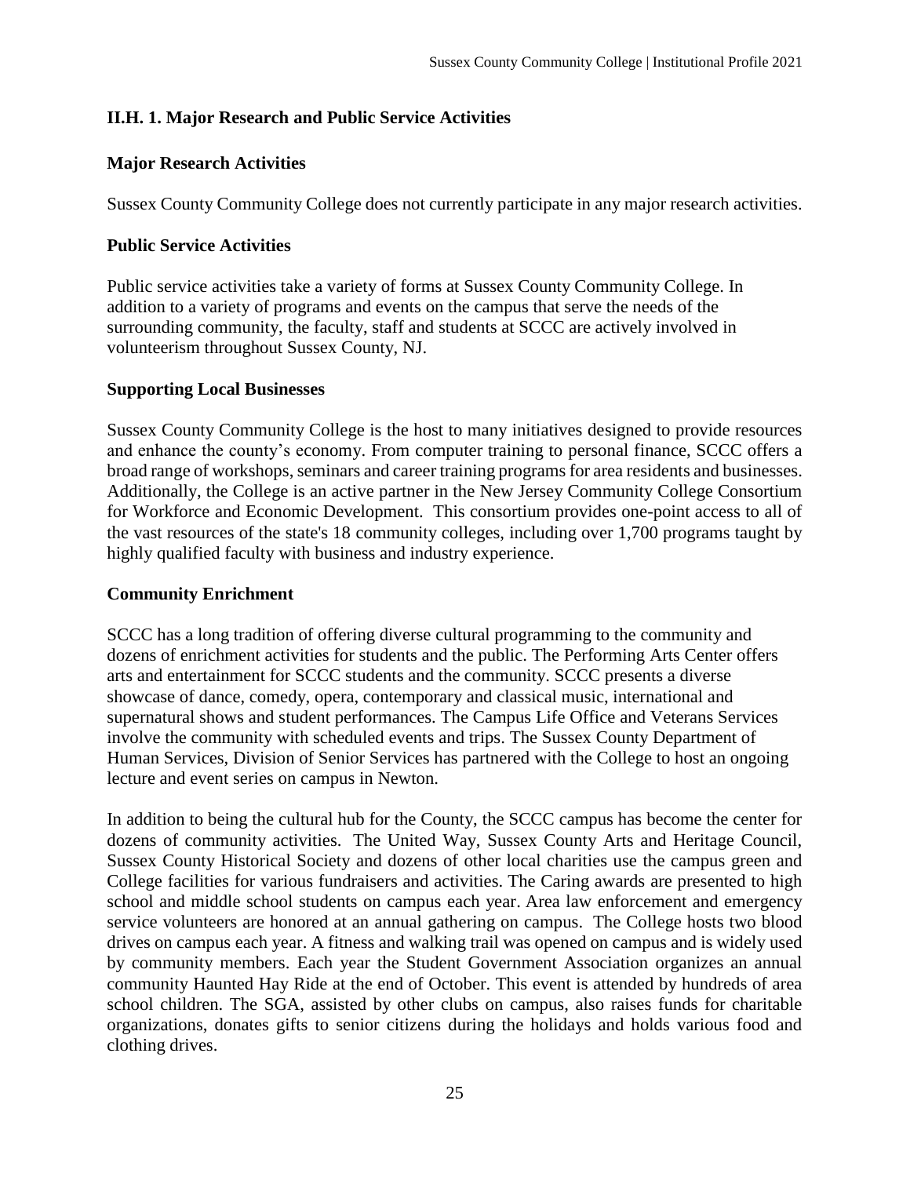## II.H. 1. Major Research and Public Service Activities

### Major Research Activities

Sussex County Community College does not currently participate in any major research activities.

### Public Service Activities

Public service activities take a variety of forms at Sussex County Community College. In addition to a variety of programs and events on the campus that serve the needs of the surrounding community, the faculty, staff and students at SCCC are actively involved in volunteerism throughout Sussex County, NJ.

### Supporting Local Businesses

Sussex County Community College is the host to many initiatives designed to provide resources and enhance the county's economy. From computer training to personal finance, SCCC offers a broad range of workshops, seminars and career training programs for area residents and businesses. Additionally, the College is an active partner in the New Jersey Community College Consortium for Workforce and Economic Development. This consortium provides one-point access to all of the vast resources of the state's 18 community colleges, including over 1,700 programs taught by highly qualified faculty with business and industry experience.

### Community Enrichment

SCCC has a long tradition of offering diverse cultural programming to the community and dozens of enrichment activities for students and the public. The Performing Arts Center offers arts and entertainment for SCCC students and the community. SCCC presents a diverse showcase of dance, comedy, opera, contemporary and classical music, international and supernatural shows and student performances. The Campus Life Office and Veterans Services involve the community with scheduled events and trips. The Sussex County Department of Human Services, Division of Senior Services has partnered with the College to host an ongoing lecture and event series on campus in Newton.

In addition to being the cultural hub for the County, the SCCC campus has become the center for dozens of community activities. The United Way, Sussex County Arts and Heritage Council, Sussex County Historical Society and dozens of other local charities use the campus green and College facilities for various fundraisers and activities. The Caring awards are presented to high school and middle school students on campus each year. Area law enforcement and emergency service volunteers are honored at an annual gathering on campus. The College hosts two blood drives on campus each year. A fitness and walking trail was opened on campus and is widely used by community members. Each year the Student Government Association organizes an annual community Haunted Hay Ride at the end of October. This event is attended by hundreds of area school children. The SGA, assisted by other clubs on campus, also raises funds for charitable organizations, donates gifts to senior citizens during the holidays and holds various food and clothing drives.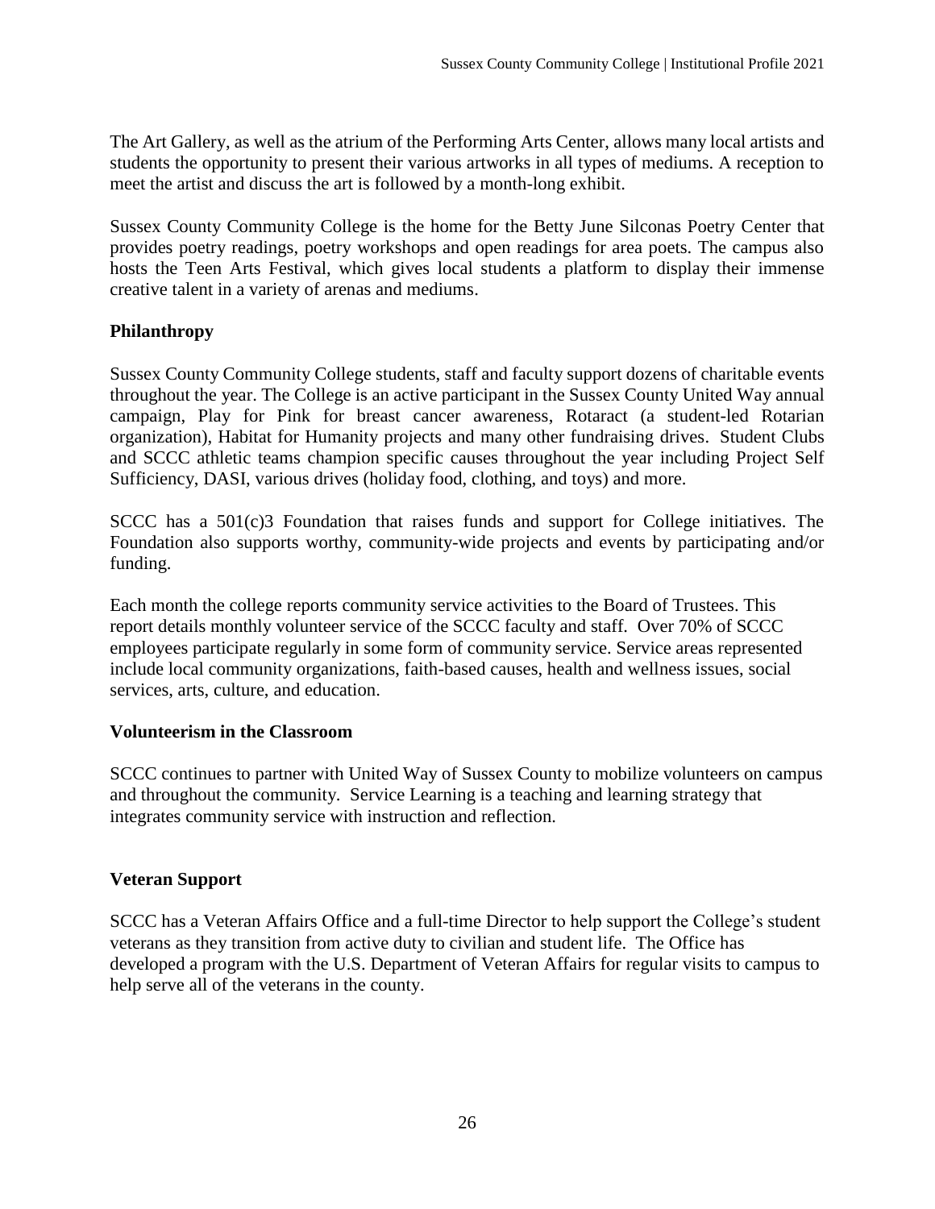The Art Gallery, as well as the atrium of the Performing Arts Center, allows many local artists and students the opportunity to present their various artworks in all types of mediums. A reception to meet the artist and discuss the art is followed by a month-long exhibit.

Sussex County Community College is the home for the Betty June Silconas Poetry Center that provides poetry readings, poetry workshops and open readings for area poets. The campus also hosts the Teen Arts Festival, which gives local students a platform to display their immense creative talent in a variety of arenas and mediums.

### Philanthropy

Sussex County Community College students, staff and faculty support dozens of charitable events throughout the year. The College is an active participant in the Sussex County United Way annual campaign, Play for Pink for breast cancer awareness, Rotaract (a student-led Rotarian organization), Habitat for Humanity projects and many other fundraising drives. Student Clubs and SCCC athletic teams champion specific causes throughout the year including Project Self Sufficiency, DASI, various drives (holiday food, clothing, and toys) and more.

SCCC has a 501(c)3 Foundation that raises funds and support for College initiatives. The Foundation also supports worthy, community-wide projects and events by participating and/or funding.

Each month the college reports community service activities to the Board of Trustees. This report details monthly volunteer service of the SCCC faculty and staff. Over 70% of SCCC employees participate regularly in some form of community service. Service areas represented include local community organizations, faith-based causes, health and wellness issues, social services, arts, culture, and education.

### Volunteerism in the Classroom

SCCC continues to partner with United Way of Sussex County to mobilize volunteers on campus and throughout the community. Service Learning is a teaching and learning strategy that integrates community service with instruction and reflection.

### Veteran Support

SCCC has a Veteran Affairs Office and a full-time Director to help support the College's student veterans as they transition from active duty to civilian and student life. The Office has developed a program with the U.S. Department of Veteran Affairs for regular visits to campus to help serve all of the veterans in the county.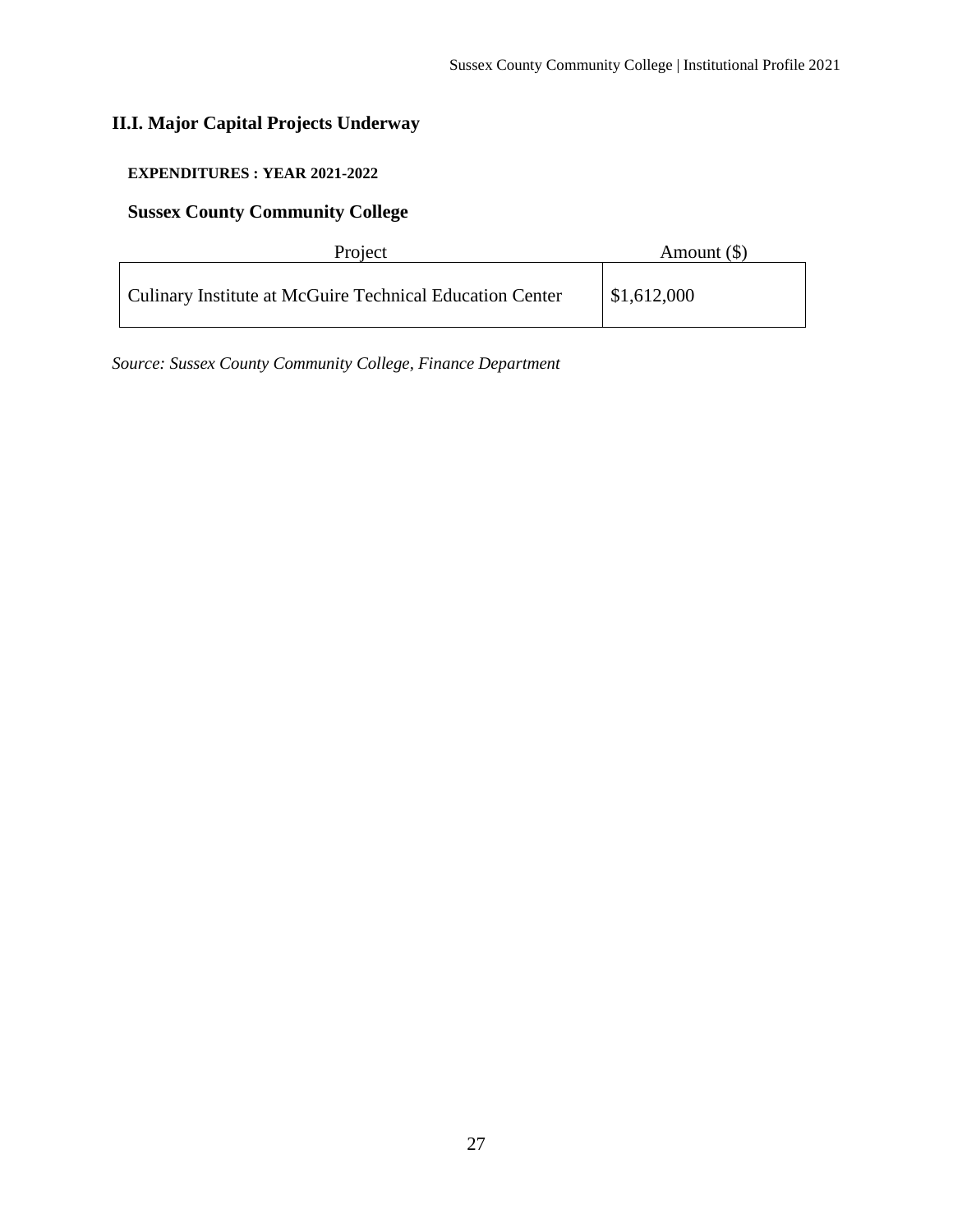## II.I. Major Capital Projects Underway

**EXPENDITURES : YEAR 2021-2022**

### Sussex County Community College

| Project | Amount ($) |
|---|---|
| Culinary Institute at McGuire Technical Education Center | $1,612,000 |

*Source: Sussex County Community College, Finance Department*